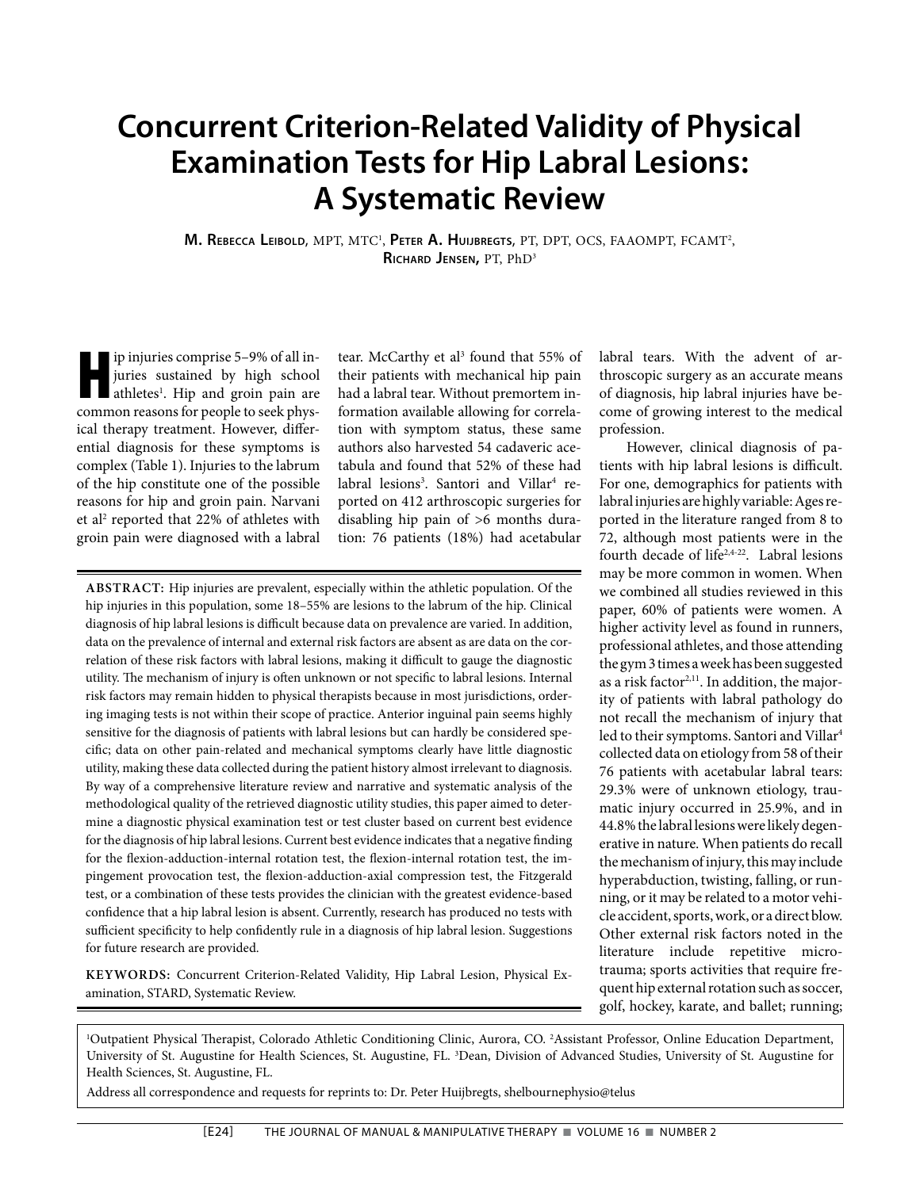# Concurrent Criterion-Related Validity of Physical Examination Tests for Hip Labral Lesions: A Systematic Review

**M. Rebecca Leibold**, MPT, MTC[1], **Peter A. Huijbregts**, PT, DPT, OCS, FAAOMPT, FCAMT[2], **Richard Jensen,** PT, PhD[3]

**ABSTRACT:** Hip injuries are prevalent, especially within the athletic population. Of the hip injuries in this population, some 18–55% are lesions to the labrum of the hip. Clinical diagnosis of hip labral lesions is difficult because data on prevalence are varied. In addition, data on the prevalence of internal and external risk factors are absent as are data on the correlation of these risk factors with labral lesions, making it difficult to gauge the diagnostic utility. The mechanism of injury is often unknown or not specific to labral lesions. Internal risk factors may remain hidden to physical therapists because in most jurisdictions, ordering imaging tests is not within their scope of practice. Anterior inguinal pain seems highly sensitive for the diagnosis of patients with labral lesions but can hardly be considered specific; data on other pain-related and mechanical symptoms clearly have little diagnostic utility, making these data collected during the patient history almost irrelevant to diagnosis. By way of a comprehensive literature review and narrative and systematic analysis of the methodological quality of the retrieved diagnostic utility studies, this paper aimed to determine a diagnostic physical examination test or test cluster based on current best evidence for the diagnosis of hip labral lesions. Current best evidence indicates that a negative finding for the flexion-adduction-internal rotation test, the flexion-internal rotation test, the impingement provocation test, the flexion-adduction-axial compression test, the Fitzgerald test, or a combination of these tests provides the clinician with the greatest evidence-based confidence that a hip labral lesion is absent. Currently, research has produced no tests with sufficient specificity to help confidently rule in a diagnosis of hip labral lesion. Suggestions for future research are provided.

**KEYWORDS:** Concurrent Criterion-Related Validity, Hip Labral Lesion, Physical Examination, STARD, Systematic Review.

Hip injuries comprise 5–9% of all injuries sustained by high school athletes[1]. Hip and groin pain are common reasons for people to seek physical therapy treatment. However, differential diagnosis for these symptoms is complex (Table 1). Injuries to the labrum of the hip constitute one of the possible reasons for hip and groin pain. Narvani et al[2] reported that 22% of athletes with groin pain were diagnosed with a labral tear. McCarthy et al[3] found that 55% of their patients with mechanical hip pain had a labral tear. Without premortem information available allowing for correlation with symptom status, these same authors also harvested 54 cadaveric acetabula and found that 52% of these had labral lesions[3]. Santori and Villar[4] reported on 412 arthroscopic surgeries for disabling hip pain of >6 months duration: 76 patients (18%) had acetabular labral tears. With the advent of arthroscopic surgery as an accurate means of diagnosis, hip labral injuries have become of growing interest to the medical profession.

However, clinical diagnosis of patients with hip labral lesions is difficult. For one, demographics for patients with labral injuries are highly variable: Ages reported in the literature ranged from 8 to 72, although most patients were in the fourth decade of life[2,4-22]. Labral lesions may be more common in women. When we combined all studies reviewed in this paper, 60% of patients were women. A higher activity level as found in runners, professional athletes, and those attending the gym 3 times a week has been suggested as a risk factor[2,11]. In addition, the majority of patients with labral pathology do not recall the mechanism of injury that led to their symptoms. Santori and Villar[4] collected data on etiology from 58 of their 76 patients with acetabular labral tears: 29.3% were of unknown etiology, traumatic injury occurred in 25.9%, and in 44.8% the labral lesions were likely degenerative in nature. When patients do recall the mechanism of injury, this may include hyperabduction, twisting, falling, or running, or it may be related to a motor vehicle accident, sports, work, or a direct blow. Other external risk factors noted in the literature include repetitive microtrauma; sports activities that require frequent hip external rotation such as soccer, golf, hockey, karate, and ballet; running;

[1]Outpatient Physical Therapist, Colorado Athletic Conditioning Clinic, Aurora, CO. [2]Assistant Professor, Online Education Department, University of St. Augustine for Health Sciences, St. Augustine, FL. [3]Dean, Division of Advanced Studies, University of St. Augustine for Health Sciences, St. Augustine, FL.

Address all correspondence and requests for reprints to: Dr. Peter Huijbregts, shelbournephysio@telus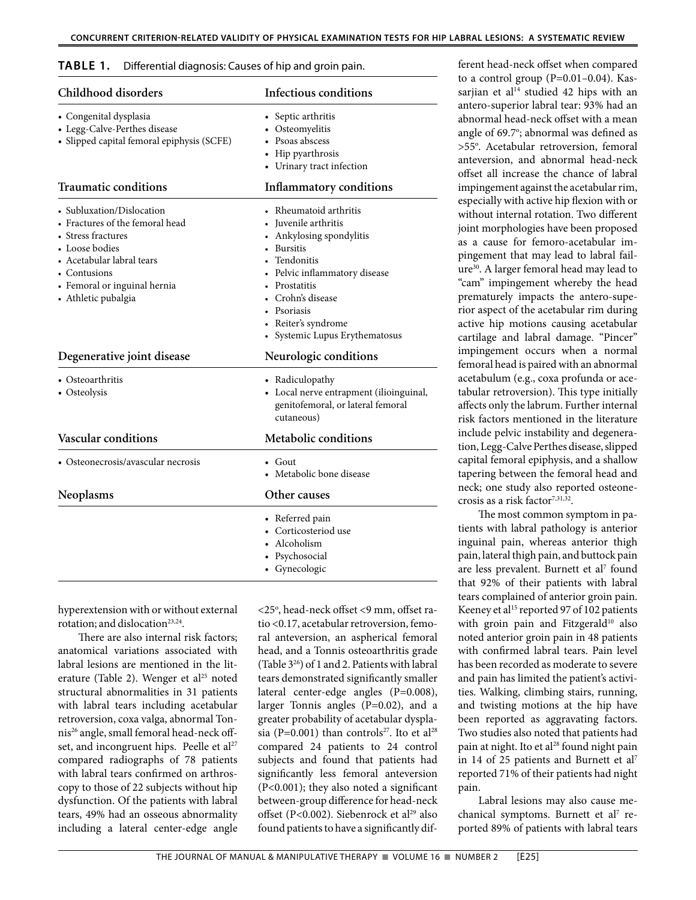**TABLE 1.** Differential diagnosis: Causes of hip and groin pain.

| Childhood disorders | Infectious conditions |
|---|---|
| • Congenital dysplasia<br>• Legg-Calve-Perthes disease<br>• Slipped capital femoral epiphysis (SCFE) | • Septic arthritis<br>• Osteomyelitis<br>• Psoas abscess<br>• Hip pyarthrosis<br>• Urinary tract infection |
| **Traumatic conditions** | **Inflammatory conditions** |
| • Subluxation/Dislocation<br>• Fractures of the femoral head<br>• Stress fractures<br>• Loose bodies<br>• Acetabular labral tears<br>• Contusions<br>• Femoral or inguinal hernia<br>• Athletic pubalgia | • Rheumatoid arthritis<br>• Juvenile arthritis<br>• Ankylosing spondylitis<br>• Bursitis<br>• Tendonitis<br>• Pelvic inflammatory disease<br>• Prostatitis<br>• Crohn's disease<br>• Psoriasis<br>• Reiter's syndrome<br>• Systemic Lupus Erythematosus |
| **Degenerative joint disease** | **Neurologic conditions** |
| • Osteoarthritis<br>• Osteolysis | • Radiculopathy<br>• Local nerve entrapment (ilioinguinal, genitofemoral, or lateral femoral cutaneous) |
| **Vascular conditions** | **Metabolic conditions** |
| • Osteonecrosis/avascular necrosis | • Gout<br>• Metabolic bone disease |
| **Neoplasms** | **Other causes** |
| | • Referred pain<br>• Corticosteriod use<br>• Alcoholism<br>• Psychosocial<br>• Gynecologic |

hyperextension with or without external rotation; and dislocation[23,24].

There are also internal risk factors; anatomical variations associated with labral lesions are mentioned in the literature (Table 2). Wenger et al[25] noted structural abnormalities in 31 patients with labral tears including acetabular retroversion, coxa valga, abnormal Tonnis[26] angle, small femoral head-neck offset, and incongruent hips. Peelle et al[27] compared radiographs of 78 patients with labral tears confirmed on arthroscopy to those of 22 subjects without hip dysfunction. Of the patients with labral tears, 49% had an osseous abnormality including a lateral center-edge angle <25º, head-neck offset <9 mm, offset ratio <0.17, acetabular retroversion, femoral anteversion, an aspherical femoral head, and a Tonnis osteoarthritis grade (Table 3[26]) of 1 and 2. Patients with labral tears demonstrated significantly smaller lateral center-edge angles (P=0.008), larger Tonnis angles (P=0.02), and a greater probability of acetabular dysplasia (P=0.001) than controls[27]. Ito et al[28] compared 24 patients to 24 control subjects and found that patients had significantly less femoral anteversion (P<0.001); they also noted a significant between-group difference for head-neck offset (P<0.002). Siebenrock et al[29] also found patients to have a significantly different head-neck offset when compared to a control group (P=0.01–0.04). Kassarjian et al[14] studied 42 hips with an antero-superior labral tear: 93% had an abnormal head-neck offset with a mean angle of 69.7º; abnormal was defined as >55º. Acetabular retroversion, femoral anteversion, and abnormal head-neck offset all increase the chance of labral impingement against the acetabular rim, especially with active hip flexion with or without internal rotation. Two different joint morphologies have been proposed as a cause for femoro-acetabular impingement that may lead to labral failure[30]. A larger femoral head may lead to "cam" impingement whereby the head prematurely impacts the antero-superior aspect of the acetabular rim during active hip motions causing acetabular cartilage and labral damage. "Pincer" impingement occurs when a normal femoral head is paired with an abnormal acetabulum (e.g., coxa profunda or acetabular retroversion). This type initially affects only the labrum. Further internal risk factors mentioned in the literature include pelvic instability and degeneration, Legg-Calve Perthes disease, slipped capital femoral epiphysis, and a shallow tapering between the femoral head and neck; one study also reported osteonecrosis as a risk factor[7,31,32].

The most common symptom in patients with labral pathology is anterior inguinal pain, whereas anterior thigh pain, lateral thigh pain, and buttock pain are less prevalent. Burnett et al[7] found that 92% of their patients with labral tears complained of anterior groin pain. Keeney et al[15] reported 97 of 102 patients with groin pain and Fitzgerald[10] also noted anterior groin pain in 48 patients with confirmed labral tears. Pain level has been recorded as moderate to severe and pain has limited the patient's activities. Walking, climbing stairs, running, and twisting motions at the hip have been reported as aggravating factors. Two studies also noted that patients had pain at night. Ito et al[28] found night pain in 14 of 25 patients and Burnett et al[7] reported 71% of their patients had night pain.

Labral lesions may also cause mechanical symptoms. Burnett et al[7] reported 89% of patients with labral tears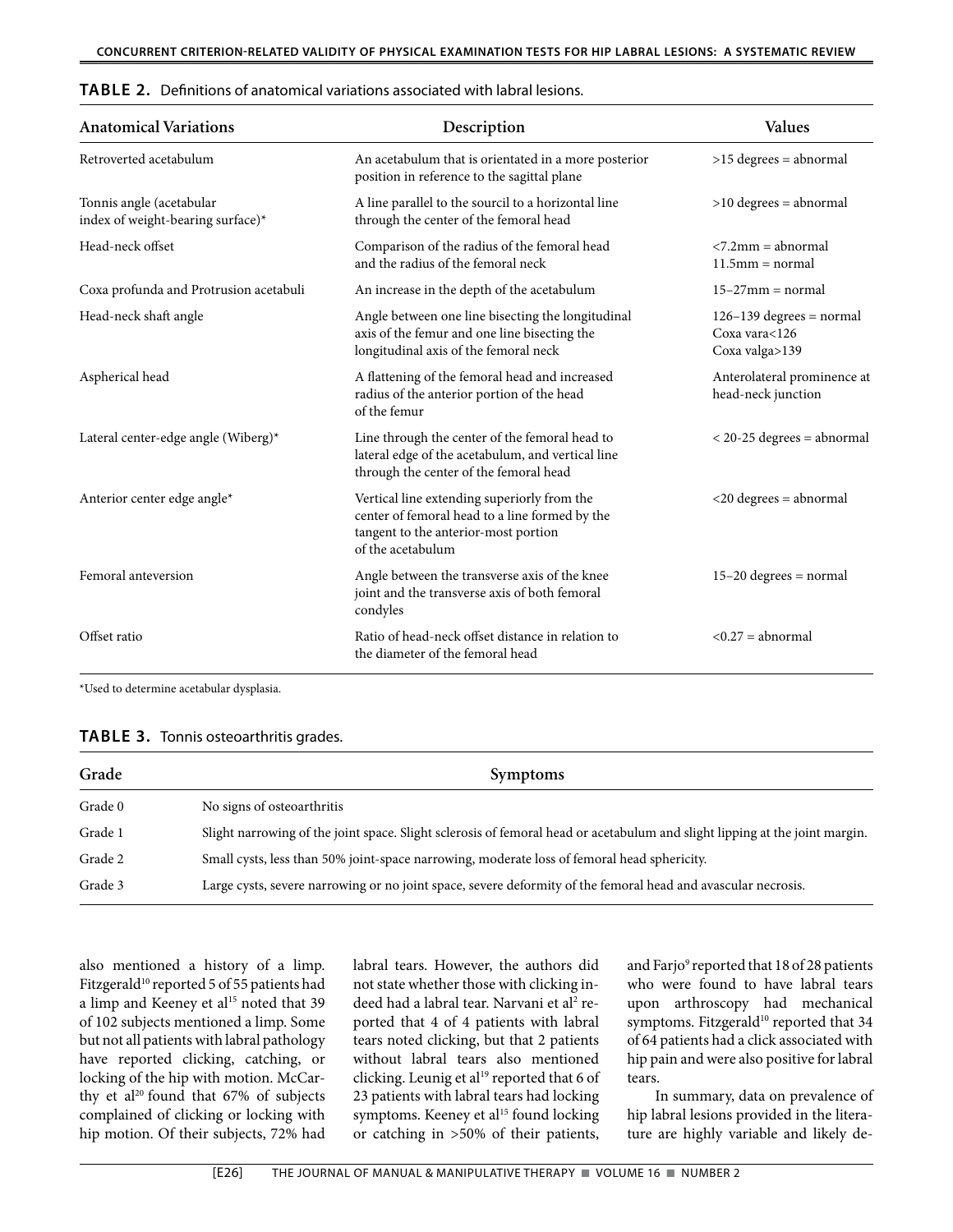**TABLE 2.** Definitions of anatomical variations associated with labral lesions.

| Anatomical Variations | Description | Values |
|---|---|---|
| Retroverted acetabulum | An acetabulum that is orientated in a more posterior position in reference to the sagittal plane | >15 degrees = abnormal |
| Tonnis angle (acetabular index of weight-bearing surface)* | A line parallel to the sourcil to a horizontal line through the center of the femoral head | >10 degrees = abnormal |
| Head-neck offset | Comparison of the radius of the femoral head and the radius of the femoral neck | <7.2mm = abnormal<br>11.5mm = normal |
| Coxa profunda and Protrusion acetabuli | An increase in the depth of the acetabulum | 15–27mm = normal |
| Head-neck shaft angle | Angle between one line bisecting the longitudinal axis of the femur and one line bisecting the longitudinal axis of the femoral neck | 126–139 degrees = normal<br>Coxa vara<126<br>Coxa valga>139 |
| Aspherical head | A flattening of the femoral head and increased radius of the anterior portion of the head of the femur | Anterolateral prominence at head-neck junction |
| Lateral center-edge angle (Wiberg)* | Line through the center of the femoral head to lateral edge of the acetabulum, and vertical line through the center of the femoral head | < 20-25 degrees = abnormal |
| Anterior center edge angle* | Vertical line extending superiorly from the center of femoral head to a line formed by the tangent to the anterior-most portion of the acetabulum | <20 degrees = abnormal |
| Femoral anteversion | Angle between the transverse axis of the knee joint and the transverse axis of both femoral condyles | 15–20 degrees = normal |
| Offset ratio | Ratio of head-neck offset distance in relation to the diameter of the femoral head | <0.27 = abnormal |

*Used to determine acetabular dysplasia.

**TABLE 3.** Tonnis osteoarthritis grades.

| Grade | Symptoms |
|---|---|
| Grade 0 | No signs of osteoarthritis |
| Grade 1 | Slight narrowing of the joint space. Slight sclerosis of femoral head or acetabulum and slight lipping at the joint margin. |
| Grade 2 | Small cysts, less than 50% joint-space narrowing, moderate loss of femoral head sphericity. |
| Grade 3 | Large cysts, severe narrowing or no joint space, severe deformity of the femoral head and avascular necrosis. |

also mentioned a history of a limp. Fitzgerald[10] reported 5 of 55 patients had a limp and Keeney et al[15] noted that 39 of 102 subjects mentioned a limp. Some but not all patients with labral pathology have reported clicking, catching, or locking of the hip with motion. McCarthy et al[20] found that 67% of subjects complained of clicking or locking with hip motion. Of their subjects, 72% had labral tears. However, the authors did not state whether those with clicking indeed had a labral tear. Narvani et al[2] reported that 4 of 4 patients with labral tears noted clicking, but that 2 patients without labral tears also mentioned clicking. Leunig et al[19] reported that 6 of 23 patients with labral tears had locking symptoms. Keeney et al[15] found locking or catching in >50% of their patients, and Farjo[9] reported that 18 of 28 patients who were found to have labral tears upon arthroscopy had mechanical symptoms. Fitzgerald[10] reported that 34 of 64 patients had a click associated with hip pain and were also positive for labral tears.

In summary, data on prevalence of hip labral lesions provided in the literature are highly variable and likely de-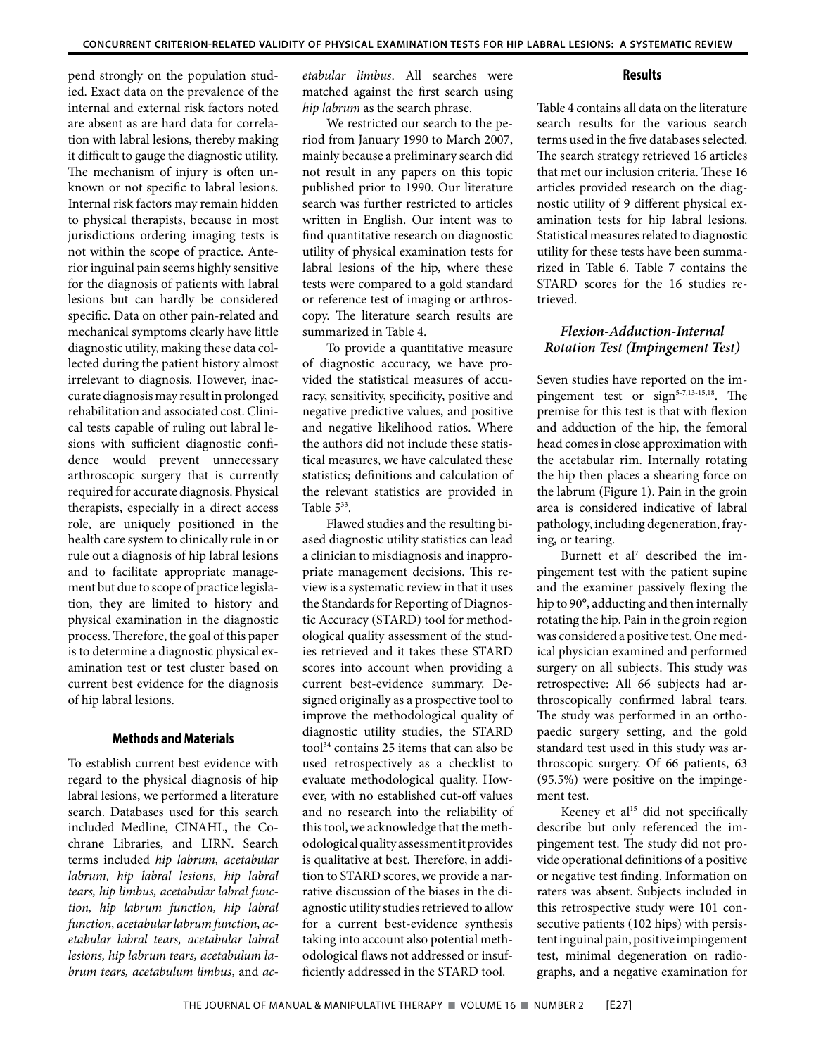pend strongly on the population studied. Exact data on the prevalence of the internal and external risk factors noted are absent as are hard data for correlation with labral lesions, thereby making it difficult to gauge the diagnostic utility. The mechanism of injury is often unknown or not specific to labral lesions. Internal risk factors may remain hidden to physical therapists, because in most jurisdictions ordering imaging tests is not within the scope of practice. Anterior inguinal pain seems highly sensitive for the diagnosis of patients with labral lesions but can hardly be considered specific. Data on other pain-related and mechanical symptoms clearly have little diagnostic utility, making these data collected during the patient history almost irrelevant to diagnosis. However, inaccurate diagnosis may result in prolonged rehabilitation and associated cost. Clinical tests capable of ruling out labral lesions with sufficient diagnostic confidence would prevent unnecessary arthroscopic surgery that is currently required for accurate diagnosis. Physical therapists, especially in a direct access role, are uniquely positioned in the health care system to clinically rule in or rule out a diagnosis of hip labral lesions and to facilitate appropriate management but due to scope of practice legislation, they are limited to history and physical examination in the diagnostic process. Therefore, the goal of this paper is to determine a diagnostic physical examination test or test cluster based on current best evidence for the diagnosis of hip labral lesions.

## Methods and Materials

To establish current best evidence with regard to the physical diagnosis of hip labral lesions, we performed a literature search. Databases used for this search included Medline, CINAHL, the Cochrane Libraries, and LIRN. Search terms included *hip labrum, acetabular labrum, hip labral lesions, hip labral tears, hip limbus, acetabular labral function, hip labrum function, hip labral function, acetabular labrum function, acetabular labral tears, acetabular labral lesions, hip labrum tears, acetabulum labrum tears, acetabulum limbus*, and *acetabular limbus*. All searches were matched against the first search using *hip labrum* as the search phrase.

We restricted our search to the period from January 1990 to March 2007, mainly because a preliminary search did not result in any papers on this topic published prior to 1990. Our literature search was further restricted to articles written in English. Our intent was to find quantitative research on diagnostic utility of physical examination tests for labral lesions of the hip, where these tests were compared to a gold standard or reference test of imaging or arthroscopy. The literature search results are summarized in Table 4.

To provide a quantitative measure of diagnostic accuracy, we have provided the statistical measures of accuracy, sensitivity, specificity, positive and negative predictive values, and positive and negative likelihood ratios. Where the authors did not include these statistical measures, we have calculated these statistics; definitions and calculation of the relevant statistics are provided in Table 5[33].

Flawed studies and the resulting biased diagnostic utility statistics can lead a clinician to misdiagnosis and inappropriate management decisions. This review is a systematic review in that it uses the Standards for Reporting of Diagnostic Accuracy (STARD) tool for methodological quality assessment of the studies retrieved and it takes these STARD scores into account when providing a current best-evidence summary. Designed originally as a prospective tool to improve the methodological quality of diagnostic utility studies, the STARD tool[34] contains 25 items that can also be used retrospectively as a checklist to evaluate methodological quality. However, with no established cut-off values and no research into the reliability of this tool, we acknowledge that the methodological quality assessment it provides is qualitative at best. Therefore, in addition to STARD scores, we provide a narrative discussion of the biases in the diagnostic utility studies retrieved to allow for a current best-evidence synthesis taking into account also potential methodological flaws not addressed or insufficiently addressed in the STARD tool.

## Results

Table 4 contains all data on the literature search results for the various search terms used in the five databases selected. The search strategy retrieved 16 articles that met our inclusion criteria. These 16 articles provided research on the diagnostic utility of 9 different physical examination tests for hip labral lesions. Statistical measures related to diagnostic utility for these tests have been summarized in Table 6. Table 7 contains the STARD scores for the 16 studies retrieved.

### *Flexion-Adduction-Internal Rotation Test (Impingement Test)*

Seven studies have reported on the impingement test or sign[5-7,13-15,18]. The premise for this test is that with flexion and adduction of the hip, the femoral head comes in close approximation with the acetabular rim. Internally rotating the hip then places a shearing force on the labrum (Figure 1). Pain in the groin area is considered indicative of labral pathology, including degeneration, fraying, or tearing.

Burnett et al[7] described the impingement test with the patient supine and the examiner passively flexing the hip to 90°, adducting and then internally rotating the hip. Pain in the groin region was considered a positive test. One medical physician examined and performed surgery on all subjects. This study was retrospective: All 66 subjects had arthroscopically confirmed labral tears. The study was performed in an orthopaedic surgery setting, and the gold standard test used in this study was arthroscopic surgery. Of 66 patients, 63 (95.5%) were positive on the impingement test.

Keeney et al[15] did not specifically describe but only referenced the impingement test. The study did not provide operational definitions of a positive or negative test finding. Information on raters was absent. Subjects included in this retrospective study were 101 consecutive patients (102 hips) with persistent inguinal pain, positive impingement test, minimal degeneration on radiographs, and a negative examination for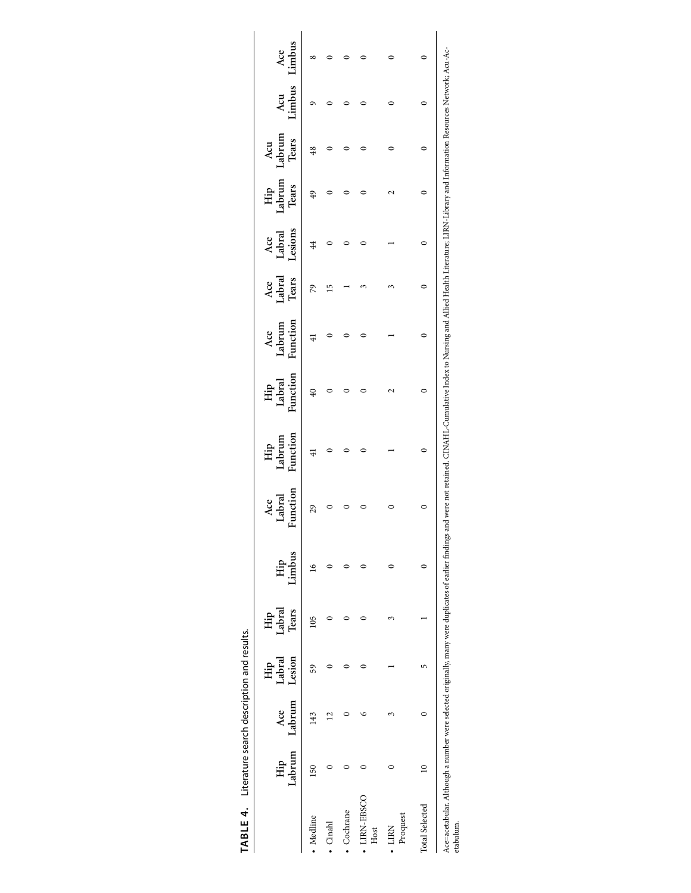**TABLE 4.** Literature search description and results.

| | Hip Labrum | Ace Labrum | Hip Labral Lesion | Hip Labral Tears | Hip Limbus | Ace Labral Function | Hip Labrum Function | Hip Labral Function | Ace Labrum Function | Ace Labral Tears | Ace Labral Lesions | Hip Labrum Tears | Acu Labrum Tears | Acu Limbus | Ace Limbus |
|---|---|---|---|---|---|---|---|---|---|---|---|---|---|---|---|
| • Medline | 150 | 143 | 59 | 105 | 16 | 29 | 41 | 40 | 41 | 79 | 44 | 49 | 48 | 9 | 8 |
| • Cinahl | 0 | 12 | 0 | 0 | 0 | 0 | 0 | 0 | 0 | 15 | 0 | 0 | 0 | 0 | 0 |
| • Cochrane | 0 | 0 | 0 | 0 | 0 | 0 | 0 | 0 | 0 | 1 | 0 | 0 | 0 | 0 | 0 |
| • LIRN-EBSCO Host | 0 | 6 | 0 | 0 | 0 | 0 | 0 | 0 | 0 | 3 | 0 | 0 | 0 | 0 | 0 |
| • LIRN Proquest | 0 | 3 | 1 | 3 | 0 | 0 | 1 | 2 | 1 | 3 | 1 | 2 | 0 | 0 | 0 |
| Total Selected | 10 | 0 | 5 | 1 | 0 | 0 | 0 | 0 | 0 | 0 | 0 | 0 | 0 | 0 | 0 |

Ace=acetabular. Although a number were selected originally, many were duplicates of earlier findings and were not retained. CINAHL-Cumulative Index to Nursing and Allied Health Literature; LIRN-Library and Information Resources Network; Acu-Acetabulum.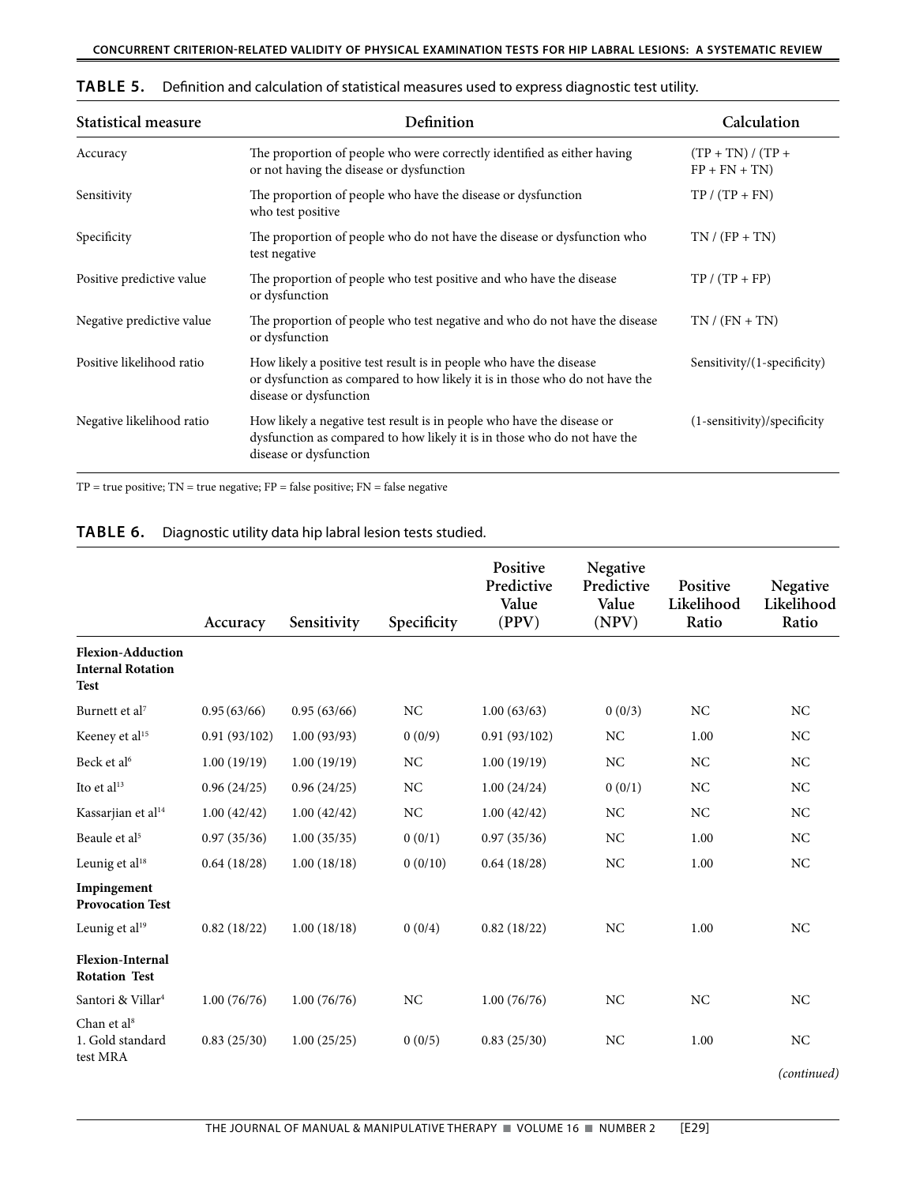**TABLE 5.** Definition and calculation of statistical measures used to express diagnostic test utility.

| Statistical measure | Definition | Calculation |
|---|---|---|
| Accuracy | The proportion of people who were correctly identified as either having or not having the disease or dysfunction | (TP + TN) / (TP + FP + FN + TN) |
| Sensitivity | The proportion of people who have the disease or dysfunction who test positive | TP / (TP + FN) |
| Specificity | The proportion of people who do not have the disease or dysfunction who test negative | TN / (FP + TN) |
| Positive predictive value | The proportion of people who test positive and who have the disease or dysfunction | TP / (TP + FP) |
| Negative predictive value | The proportion of people who test negative and who do not have the disease or dysfunction | TN / (FN + TN) |
| Positive likelihood ratio | How likely a positive test result is in people who have the disease or dysfunction as compared to how likely it is in those who do not have the disease or dysfunction | Sensitivity/(1-specificity) |
| Negative likelihood ratio | How likely a negative test result is in people who have the disease or dysfunction as compared to how likely it is in those who do not have the disease or dysfunction | (1-sensitivity)/specificity |

TP = true positive; TN = true negative; FP = false positive; FN = false negative

**TABLE 6.** Diagnostic utility data hip labral lesion tests studied.

| | Accuracy | Sensitivity | Specificity | Positive Predictive Value (PPV) | Negative Predictive Value (NPV) | Positive Likelihood Ratio | Negative Likelihood Ratio |
|---|---|---|---|---|---|---|---|
| **Flexion-Adduction Internal Rotation Test** | | | | | | | |
| Burnett et al[7] | 0.95 (63/66) | 0.95 (63/66) | NC | 1.00 (63/63) | 0 (0/3) | NC | NC |
| Keeney et al[15] | 0.91 (93/102) | 1.00 (93/93) | 0 (0/9) | 0.91 (93/102) | NC | 1.00 | NC |
| Beck et al[6] | 1.00 (19/19) | 1.00 (19/19) | NC | 1.00 (19/19) | NC | NC | NC |
| Ito et al[13] | 0.96 (24/25) | 0.96 (24/25) | NC | 1.00 (24/24) | 0 (0/1) | NC | NC |
| Kassarjian et al[14] | 1.00 (42/42) | 1.00 (42/42) | NC | 1.00 (42/42) | NC | NC | NC |
| Beaule et al[5] | 0.97 (35/36) | 1.00 (35/35) | 0 (0/1) | 0.97 (35/36) | NC | 1.00 | NC |
| Leunig et al[18] | 0.64 (18/28) | 1.00 (18/18) | 0 (0/10) | 0.64 (18/28) | NC | 1.00 | NC |
| **Impingement Provocation Test** | | | | | | | |
| Leunig et al[19] | 0.82 (18/22) | 1.00 (18/18) | 0 (0/4) | 0.82 (18/22) | NC | 1.00 | NC |
| **Flexion-Internal Rotation Test** | | | | | | | |
| Santori & Villar[4] | 1.00 (76/76) | 1.00 (76/76) | NC | 1.00 (76/76) | NC | NC | NC |
| Chan et al[8] 1. Gold standard test MRA | 0.83 (25/30) | 1.00 (25/25) | 0 (0/5) | 0.83 (25/30) | NC | 1.00 | NC |

*(continued)*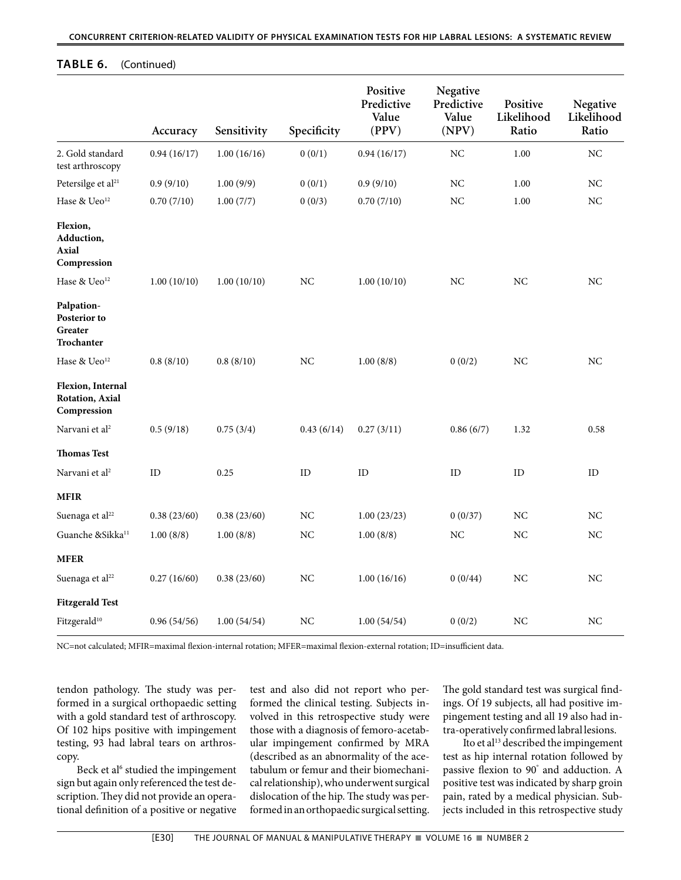**TABLE 6.** (Continued)

| | Accuracy | Sensitivity | Specificity | Positive Predictive Value (PPV) | Negative Predictive Value (NPV) | Positive Likelihood Ratio | Negative Likelihood Ratio |
|---|---|---|---|---|---|---|---|
| 2. Gold standard test arthroscopy | 0.94 (16/17) | 1.00 (16/16) | 0 (0/1) | 0.94 (16/17) | NC | 1.00 | NC |
| Petersilge et al[21] | 0.9 (9/10) | 1.00 (9/9) | 0 (0/1) | 0.9 (9/10) | NC | 1.00 | NC |
| Hase & Ueo[12] | 0.70 (7/10) | 1.00 (7/7) | 0 (0/3) | 0.70 (7/10) | NC | 1.00 | NC |
| **Flexion, Adduction, Axial Compression** | | | | | | | |
| Hase & Ueo[12] | 1.00 (10/10) | 1.00 (10/10) | NC | 1.00 (10/10) | NC | NC | NC |
| **Palpation-Posterior to Greater Trochanter** | | | | | | | |
| Hase & Ueo[12] | 0.8 (8/10) | 0.8 (8/10) | NC | 1.00 (8/8) | 0 (0/2) | NC | NC |
| **Flexion, Internal Rotation, Axial Compression** | | | | | | | |
| Narvani et al[2] | 0.5 (9/18) | 0.75 (3/4) | 0.43 (6/14) | 0.27 (3/11) | 0.86 (6/7) | 1.32 | 0.58 |
| **Thomas Test** | | | | | | | |
| Narvani et al[2] | ID | 0.25 | ID | ID | ID | ID | ID |
| **MFIR** | | | | | | | |
| Suenaga et al[22] | 0.38 (23/60) | 0.38 (23/60) | NC | 1.00 (23/23) | 0 (0/37) | NC | NC |
| Guanche &Sikka[11] | 1.00 (8/8) | 1.00 (8/8) | NC | 1.00 (8/8) | NC | NC | NC |
| **MFER** | | | | | | | |
| Suenaga et al[22] | 0.27 (16/60) | 0.38 (23/60) | NC | 1.00 (16/16) | 0 (0/44) | NC | NC |
| **Fitzgerald Test** | | | | | | | |
| Fitzgerald[10] | 0.96 (54/56) | 1.00 (54/54) | NC | 1.00 (54/54) | 0 (0/2) | NC | NC |

NC=not calculated; MFIR=maximal flexion-internal rotation; MFER=maximal flexion-external rotation; ID=insufficient data.

tendon pathology. The study was performed in a surgical orthopaedic setting with a gold standard test of arthroscopy. Of 102 hips positive with impingement testing, 93 had labral tears on arthroscopy.

Beck et al[6] studied the impingement sign but again only referenced the test description. They did not provide an operational definition of a positive or negative test and also did not report who performed the clinical testing. Subjects involved in this retrospective study were those with a diagnosis of femoro-acetabular impingement confirmed by MRA (described as an abnormality of the acetabulum or femur and their biomechanical relationship), who underwent surgical dislocation of the hip. The study was performed in an orthopaedic surgical setting. The gold standard test was surgical findings. Of 19 subjects, all had positive impingement testing and all 19 also had intra-operatively confirmed labral lesions.

Ito et al[13] described the impingement test as hip internal rotation followed by passive flexion to 90° and adduction. A positive test was indicated by sharp groin pain, rated by a medical physician. Subjects included in this retrospective study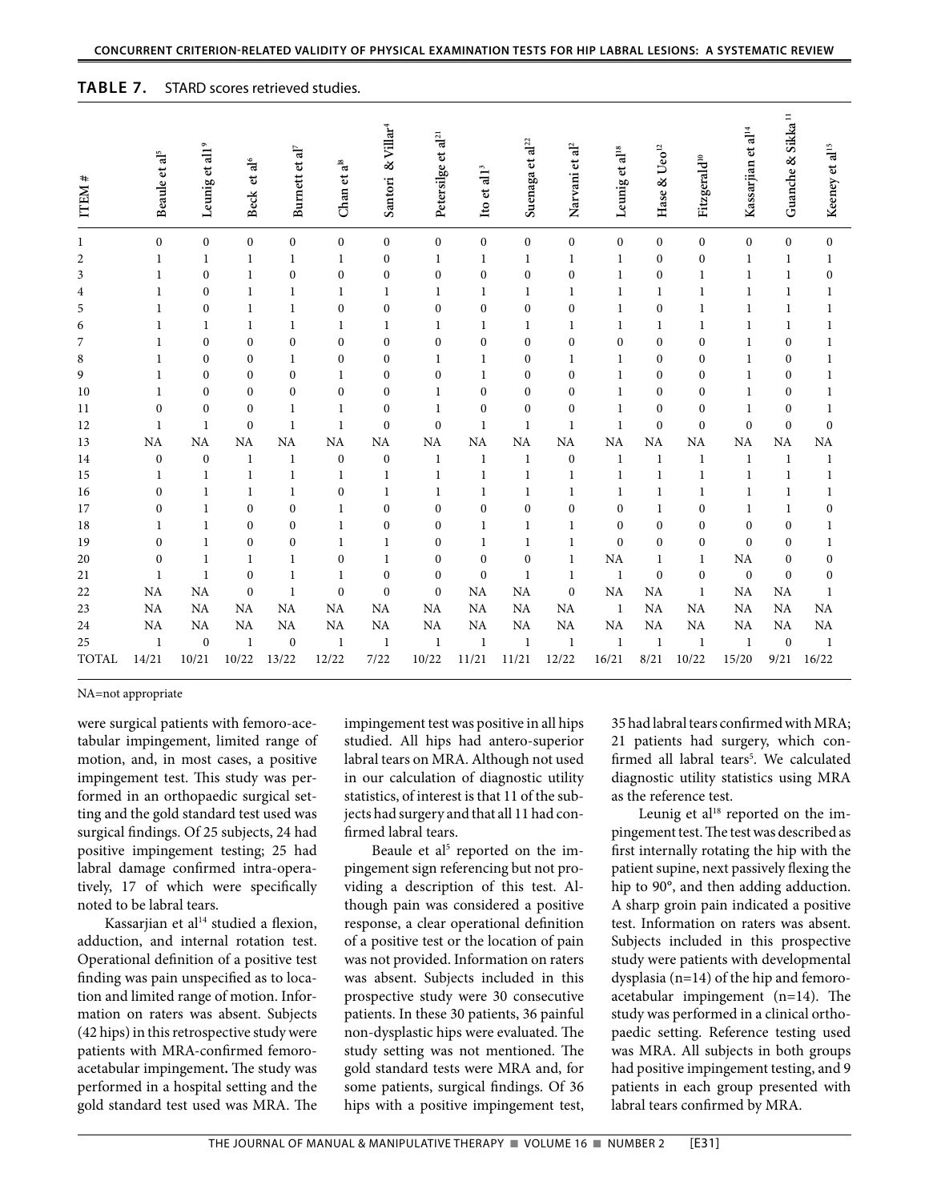**TABLE 7.** STARD scores retrieved studies.

| ITEM # | Beaule et al[5] | Leunig et al[19] | Beck et al[6] | Burnett et al[7] | Chan et al[8] | Santori & Villar[4] | Petersilge et al[21] | Ito et al[13] | Suenaga et al[22] | Narvani et al[2] | Leunig et al[18] | Hase & Ueo[12] | Fitzgerald[10] | Kassarjian et al[14] | Guanche & Sikka[11] | Keeney et al[15] |
|---|---|---|---|---|---|---|---|---|---|---|---|---|---|---|---|---|
| 1 | 0 | 0 | 0 | 0 | 0 | 0 | 0 | 0 | 0 | 0 | 0 | 0 | 0 | 0 | 0 | 0 |
| 2 | 1 | 1 | 1 | 1 | 1 | 0 | 1 | 1 | 1 | 1 | 1 | 0 | 0 | 1 | 1 | 1 |
| 3 | 1 | 0 | 1 | 0 | 0 | 0 | 0 | 0 | 0 | 0 | 1 | 0 | 1 | 1 | 1 | 0 |
| 4 | 1 | 0 | 1 | 1 | 1 | 1 | 1 | 1 | 1 | 1 | 1 | 1 | 1 | 1 | 1 | 1 |
| 5 | 1 | 0 | 1 | 1 | 0 | 0 | 0 | 0 | 0 | 0 | 1 | 0 | 1 | 1 | 1 | 1 |
| 6 | 1 | 1 | 1 | 1 | 1 | 1 | 1 | 1 | 1 | 1 | 1 | 1 | 1 | 1 | 1 | 1 |
| 7 | 1 | 0 | 0 | 0 | 0 | 0 | 0 | 0 | 0 | 0 | 0 | 0 | 0 | 1 | 0 | 1 |
| 8 | 1 | 0 | 0 | 1 | 0 | 0 | 1 | 1 | 0 | 1 | 1 | 0 | 0 | 1 | 0 | 1 |
| 9 | 1 | 0 | 0 | 0 | 1 | 0 | 0 | 1 | 0 | 0 | 1 | 0 | 0 | 1 | 0 | 1 |
| 10 | 1 | 0 | 0 | 0 | 0 | 0 | 1 | 0 | 0 | 0 | 1 | 0 | 0 | 1 | 0 | 1 |
| 11 | 0 | 0 | 0 | 1 | 1 | 0 | 1 | 0 | 0 | 0 | 1 | 0 | 0 | 1 | 0 | 1 |
| 12 | 1 | 1 | 0 | 1 | 1 | 0 | 0 | 1 | 1 | 1 | 1 | 0 | 0 | 0 | 0 | 0 |
| 13 | NA | NA | NA | NA | NA | NA | NA | NA | NA | NA | NA | NA | NA | NA | NA | NA |
| 14 | 0 | 0 | 1 | 1 | 0 | 0 | 1 | 1 | 1 | 0 | 1 | 1 | 1 | 1 | 1 | 1 |
| 15 | 1 | 1 | 1 | 1 | 1 | 1 | 1 | 1 | 1 | 1 | 1 | 1 | 1 | 1 | 1 | 1 |
| 16 | 0 | 1 | 1 | 1 | 0 | 1 | 1 | 1 | 1 | 1 | 1 | 1 | 1 | 1 | 1 | 1 |
| 17 | 0 | 1 | 0 | 0 | 1 | 0 | 0 | 0 | 0 | 0 | 0 | 1 | 0 | 1 | 1 | 0 |
| 18 | 1 | 1 | 0 | 0 | 1 | 0 | 0 | 1 | 1 | 1 | 0 | 0 | 0 | 0 | 0 | 1 |
| 19 | 0 | 1 | 0 | 0 | 1 | 1 | 0 | 1 | 1 | 1 | 0 | 0 | 0 | 0 | 0 | 1 |
| 20 | 0 | 1 | 1 | 1 | 0 | 1 | 0 | 0 | 0 | 1 | NA | 1 | 1 | NA | 0 | 0 |
| 21 | 1 | 1 | 0 | 1 | 1 | 0 | 0 | 0 | 1 | 1 | 1 | 0 | 0 | 0 | 0 | 0 |
| 22 | NA | NA | 0 | 1 | 0 | 0 | 0 | NA | NA | 0 | NA | NA | 1 | NA | NA | 1 |
| 23 | NA | NA | NA | NA | NA | NA | NA | NA | NA | NA | 1 | NA | NA | NA | NA | NA |
| 24 | NA | NA | NA | NA | NA | NA | NA | NA | NA | NA | NA | NA | NA | NA | NA | NA |
| 25 | 1 | 0 | 1 | 0 | 1 | 1 | 1 | 1 | 1 | 1 | 1 | 1 | 1 | 1 | 0 | 1 |
| TOTAL | 14/21 | 10/21 | 10/22 | 13/22 | 12/22 | 7/22 | 10/22 | 11/21 | 11/21 | 12/22 | 16/21 | 8/21 | 10/22 | 15/20 | 9/21 | 16/22 |

NA=not appropriate

were surgical patients with femoro-acetabular impingement, limited range of motion, and, in most cases, a positive impingement test. This study was performed in an orthopaedic surgical setting and the gold standard test used was surgical findings. Of 25 subjects, 24 had positive impingement testing; 25 had labral damage confirmed intra-operatively, 17 of which were specifically noted to be labral tears.

Kassarjian et al[14] studied a flexion, adduction, and internal rotation test. Operational definition of a positive test finding was pain unspecified as to location and limited range of motion. Information on raters was absent. Subjects (42 hips) in this retrospective study were patients with MRA-confirmed femoroacetabular impingement**.** The study was performed in a hospital setting and the gold standard test used was MRA. The impingement test was positive in all hips studied. All hips had antero-superior labral tears on MRA. Although not used in our calculation of diagnostic utility statistics, of interest is that 11 of the subjects had surgery and that all 11 had confirmed labral tears.

Beaule et al[5] reported on the impingement sign referencing but not providing a description of this test. Although pain was considered a positive response, a clear operational definition of a positive test or the location of pain was not provided. Information on raters was absent. Subjects included in this prospective study were 30 consecutive patients. In these 30 patients, 36 painful non-dysplastic hips were evaluated. The study setting was not mentioned. The gold standard tests were MRA and, for some patients, surgical findings. Of 36 hips with a positive impingement test, 35 had labral tears confirmed with MRA; 21 patients had surgery, which confirmed all labral tears[5]. We calculated diagnostic utility statistics using MRA as the reference test.

Leunig et al[18] reported on the impingement test. The test was described as first internally rotating the hip with the patient supine, next passively flexing the hip to 90°, and then adding adduction. A sharp groin pain indicated a positive test. Information on raters was absent. Subjects included in this prospective study were patients with developmental dysplasia (n=14) of the hip and femoroacetabular impingement (n=14). The study was performed in a clinical orthopaedic setting. Reference testing used was MRA. All subjects in both groups had positive impingement testing, and 9 patients in each group presented with labral tears confirmed by MRA.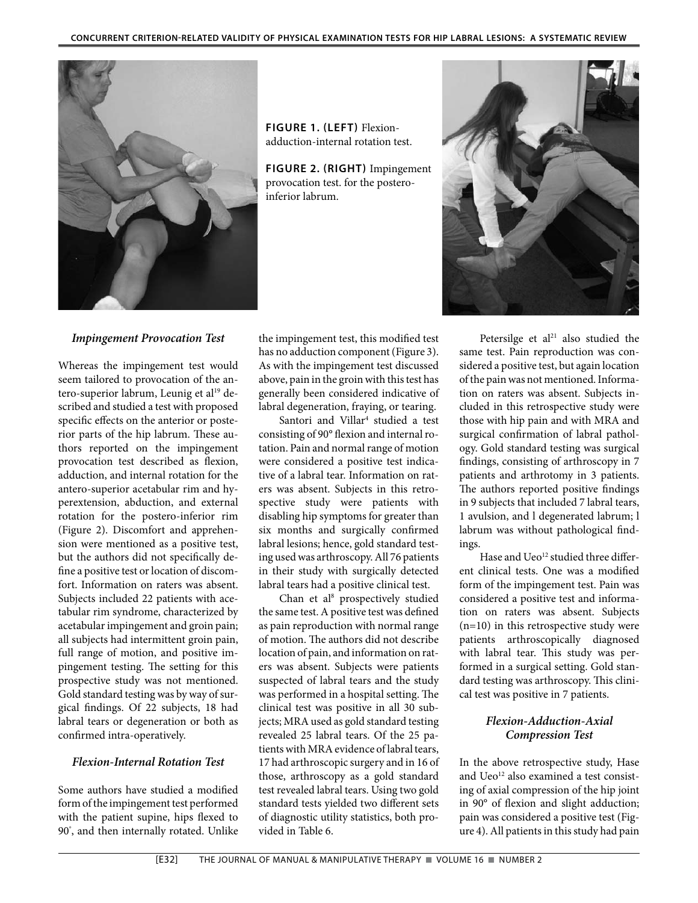**FIGURE 1. (LEFT)** Flexion-adduction-internal rotation test.

**FIGURE 2. (RIGHT)** Impingement provocation test. for the postero-inferior labrum.

### *Impingement Provocation Test*

Whereas the impingement test would seem tailored to provocation of the antero-superior labrum, Leunig et al[19] described and studied a test with proposed specific effects on the anterior or posterior parts of the hip labrum. These authors reported on the impingement provocation test described as flexion, adduction, and internal rotation for the antero-superior acetabular rim and hyperextension, abduction, and external rotation for the postero-inferior rim (Figure 2). Discomfort and apprehension were mentioned as a positive test, but the authors did not specifically define a positive test or location of discomfort. Information on raters was absent. Subjects included 22 patients with acetabular rim syndrome, characterized by acetabular impingement and groin pain; all subjects had intermittent groin pain, full range of motion, and positive impingement testing. The setting for this prospective study was not mentioned. Gold standard testing was by way of surgical findings. Of 22 subjects, 18 had labral tears or degeneration or both as confirmed intra-operatively.

### *Flexion-Internal Rotation Test*

Some authors have studied a modified form of the impingement test performed with the patient supine, hips flexed to 90°, and then internally rotated. Unlike the impingement test, this modified test has no adduction component (Figure 3). As with the impingement test discussed above, pain in the groin with this test has generally been considered indicative of labral degeneration, fraying, or tearing.

Santori and Villar[4] studied a test consisting of 90° flexion and internal rotation. Pain and normal range of motion were considered a positive test indicative of a labral tear. Information on raters was absent. Subjects in this retrospective study were patients with disabling hip symptoms for greater than six months and surgically confirmed labral lesions; hence, gold standard testing used was arthroscopy. All 76 patients in their study with surgically detected labral tears had a positive clinical test.

Chan et al[8] prospectively studied the same test. A positive test was defined as pain reproduction with normal range of motion. The authors did not describe location of pain, and information on raters was absent. Subjects were patients suspected of labral tears and the study was performed in a hospital setting. The clinical test was positive in all 30 subjects; MRA used as gold standard testing revealed 25 labral tears. Of the 25 patients with MRA evidence of labral tears, 17 had arthroscopic surgery and in 16 of those, arthroscopy as a gold standard test revealed labral tears. Using two gold standard tests yielded two different sets of diagnostic utility statistics, both provided in Table 6.

Petersilge et al[21] also studied the same test. Pain reproduction was considered a positive test, but again location of the pain was not mentioned. Information on raters was absent. Subjects included in this retrospective study were those with hip pain and with MRA and surgical confirmation of labral pathology. Gold standard testing was surgical findings, consisting of arthroscopy in 7 patients and arthrotomy in 3 patients. The authors reported positive findings in 9 subjects that included 7 labral tears, 1 avulsion, and l degenerated labrum; l labrum was without pathological findings.

Hase and Ueo[12] studied three different clinical tests. One was a modified form of the impingement test. Pain was considered a positive test and information on raters was absent. Subjects (n=10) in this retrospective study were patients arthroscopically diagnosed with labral tear. This study was performed in a surgical setting. Gold standard testing was arthroscopy. This clinical test was positive in 7 patients.

### *Flexion-Adduction-Axial Compression Test*

In the above retrospective study, Hase and Ueo[12] also examined a test consisting of axial compression of the hip joint in 90° of flexion and slight adduction; pain was considered a positive test (Figure 4). All patients in this study had pain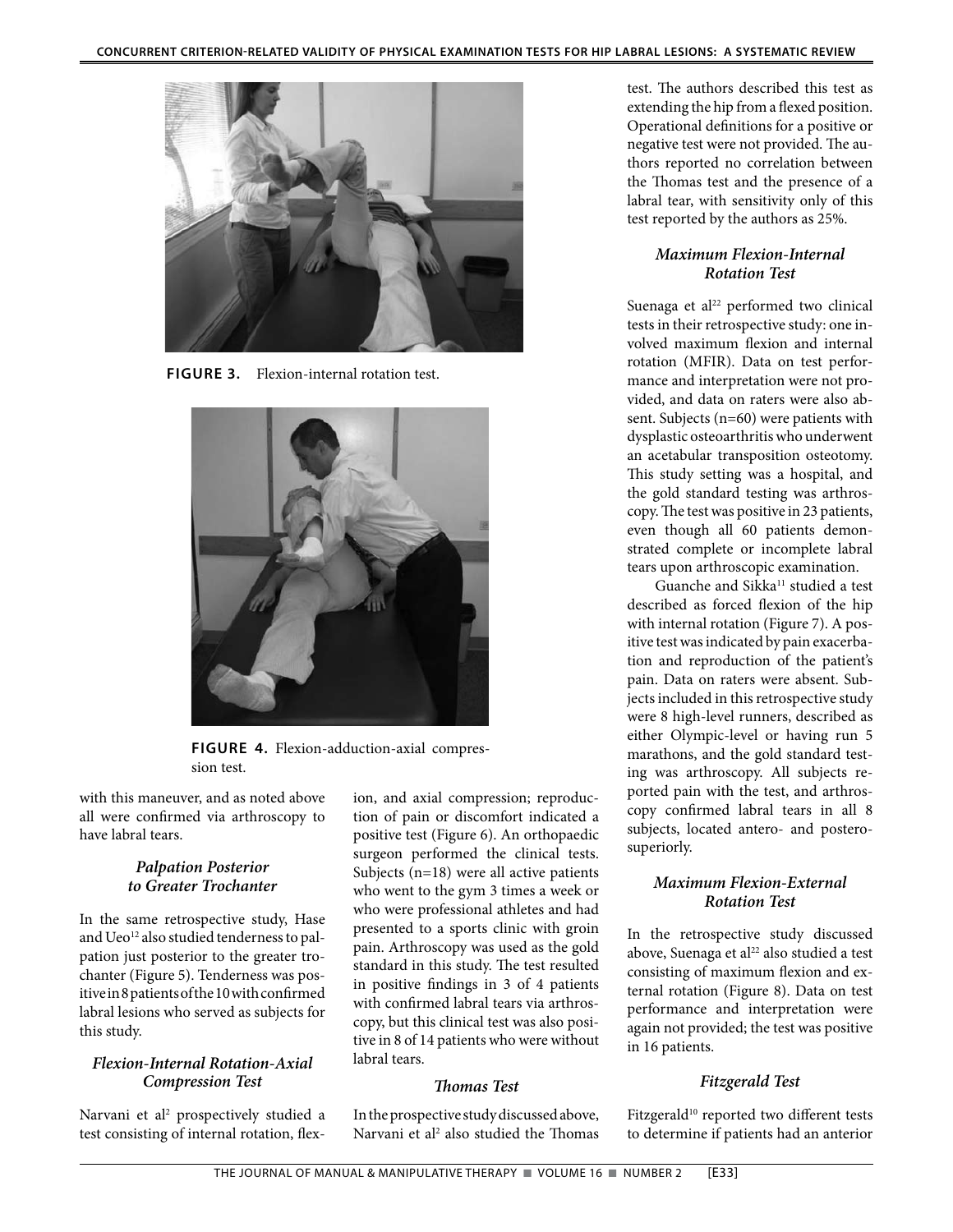FIGURE 3. Flexion-internal rotation test.

FIGURE 4. Flexion-adduction-axial compression test.

with this maneuver, and as noted above all were confirmed via arthroscopy to have labral tears.

### *Palpation Posterior to Greater Trochanter*

In the same retrospective study, Hase and Ueo[12] also studied tenderness to palpation just posterior to the greater trochanter (Figure 5). Tenderness was positive in 8 patients of the 10 with confirmed labral lesions who served as subjects for this study.

### *Flexion-Internal Rotation-Axial Compression Test*

Narvani et al[2] prospectively studied a test consisting of internal rotation, flexion, and axial compression; reproduction of pain or discomfort indicated a positive test (Figure 6). An orthopaedic surgeon performed the clinical tests. Subjects (n=18) were all active patients who went to the gym 3 times a week or who were professional athletes and had presented to a sports clinic with groin pain. Arthroscopy was used as the gold standard in this study. The test resulted in positive findings in 3 of 4 patients with confirmed labral tears via arthroscopy, but this clinical test was also positive in 8 of 14 patients who were without labral tears.

### *Thomas Test*

In the prospective study discussed above, Narvani et al[2] also studied the Thomas test. The authors described this test as extending the hip from a flexed position. Operational definitions for a positive or negative test were not provided. The authors reported no correlation between the Thomas test and the presence of a labral tear, with sensitivity only of this test reported by the authors as 25%.

### *Maximum Flexion-Internal Rotation Test*

Suenaga et al[22] performed two clinical tests in their retrospective study: one involved maximum flexion and internal rotation (MFIR). Data on test performance and interpretation were not provided, and data on raters were also absent. Subjects (n=60) were patients with dysplastic osteoarthritis who underwent an acetabular transposition osteotomy. This study setting was a hospital, and the gold standard testing was arthroscopy. The test was positive in 23 patients, even though all 60 patients demonstrated complete or incomplete labral tears upon arthroscopic examination.

Guanche and Sikka[11] studied a test described as forced flexion of the hip with internal rotation (Figure 7). A positive test was indicated by pain exacerbation and reproduction of the patient's pain. Data on raters were absent. Subjects included in this retrospective study were 8 high-level runners, described as either Olympic-level or having run 5 marathons, and the gold standard testing was arthroscopy. All subjects reported pain with the test, and arthroscopy confirmed labral tears in all 8 subjects, located antero- and posterosuperiorly.

### *Maximum Flexion-External Rotation Test*

In the retrospective study discussed above, Suenaga et al[22] also studied a test consisting of maximum flexion and external rotation (Figure 8). Data on test performance and interpretation were again not provided; the test was positive in 16 patients.

### *Fitzgerald Test*

Fitzgerald[10] reported two different tests to determine if patients had an anterior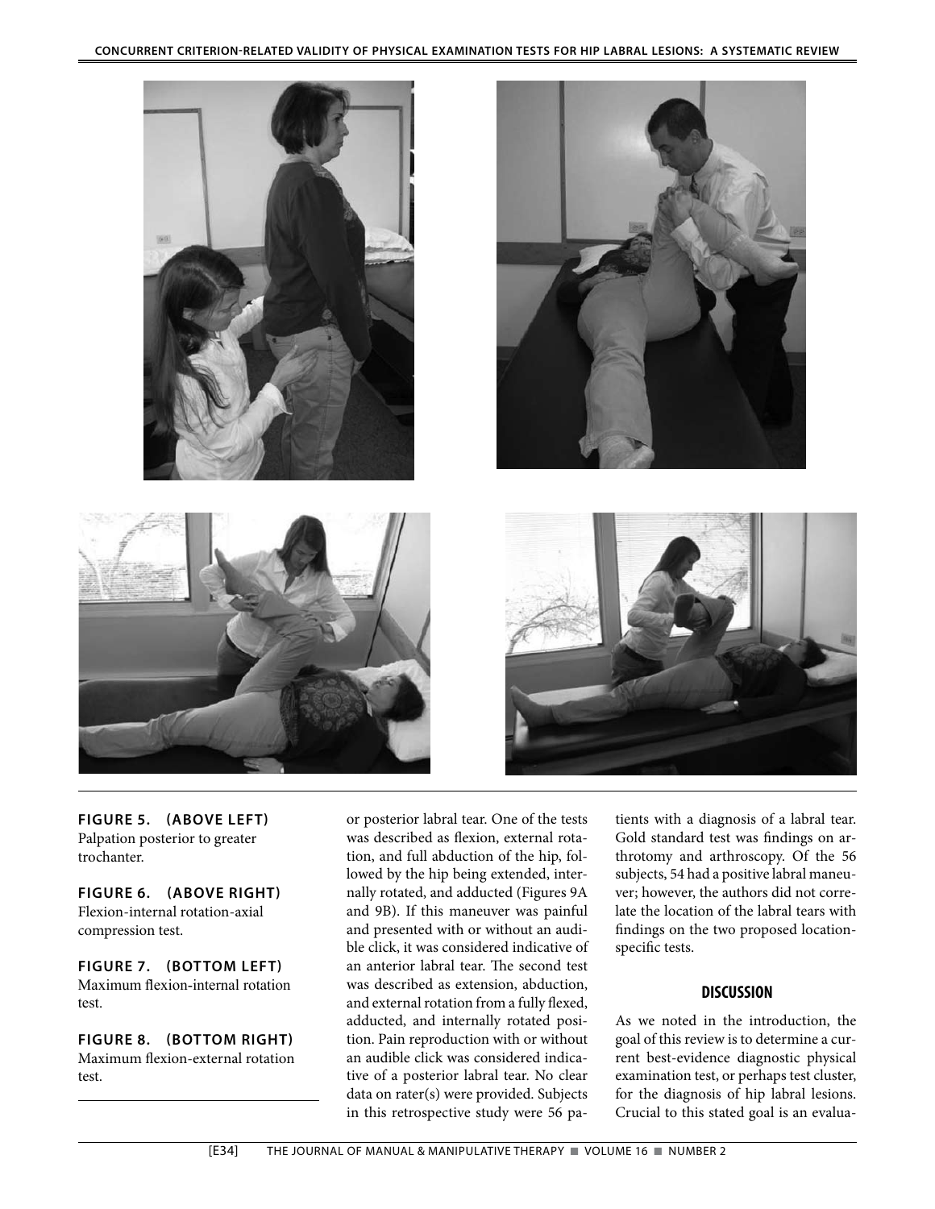**FIGURE 5. (ABOVE LEFT)** Palpation posterior to greater trochanter.

**FIGURE 6. (ABOVE RIGHT)** Flexion-internal rotation-axial compression test.

**FIGURE 7. (BOTTOM LEFT)** Maximum flexion-internal rotation test.

**FIGURE 8. (BOTTOM RIGHT)** Maximum flexion-external rotation test.

or posterior labral tear. One of the tests was described as flexion, external rotation, and full abduction of the hip, followed by the hip being extended, internally rotated, and adducted (Figures 9A and 9B). If this maneuver was painful and presented with or without an audible click, it was considered indicative of an anterior labral tear. The second test was described as extension, abduction, and external rotation from a fully flexed, adducted, and internally rotated position. Pain reproduction with or without an audible click was considered indicative of a posterior labral tear. No clear data on rater(s) were provided. Subjects in this retrospective study were 56 patients with a diagnosis of a labral tear. Gold standard test was findings on arthrotomy and arthroscopy. Of the 56 subjects, 54 had a positive labral maneuver; however, the authors did not correlate the location of the labral tears with findings on the two proposed location-specific tests.

## DISCUSSION

As we noted in the introduction, the goal of this review is to determine a current best-evidence diagnostic physical examination test, or perhaps test cluster, for the diagnosis of hip labral lesions. Crucial to this stated goal is an evalua-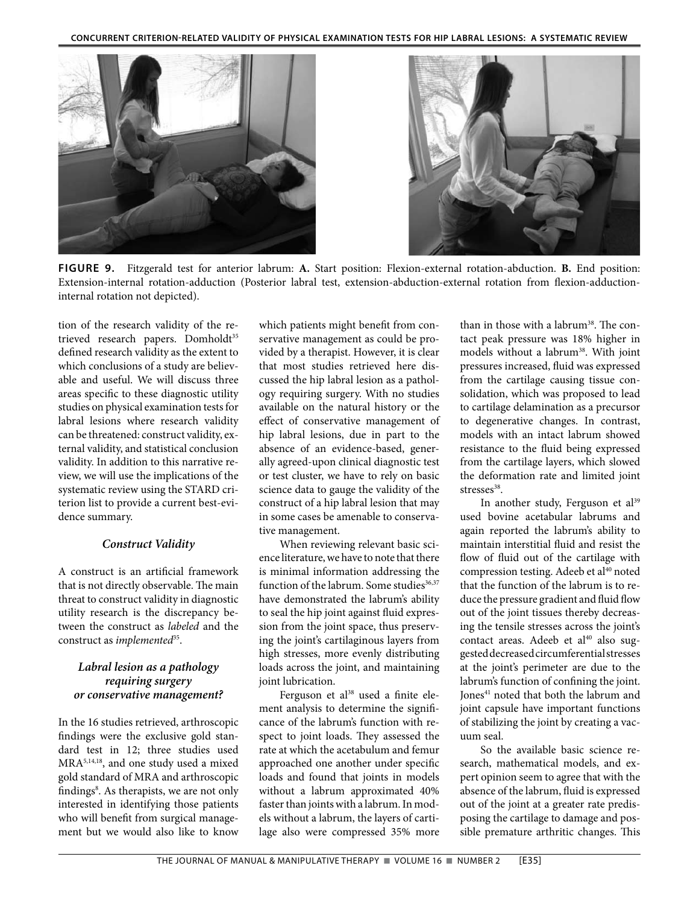**FIGURE 9.** Fitzgerald test for anterior labrum: **A.** Start position: Flexion-external rotation-abduction. **B.** End position: Extension-internal rotation-adduction (Posterior labral test, extension-abduction-external rotation from flexion-adduction-internal rotation not depicted).

tion of the research validity of the retrieved research papers. Domholdt[35] defined research validity as the extent to which conclusions of a study are believable and useful. We will discuss three areas specific to these diagnostic utility studies on physical examination tests for labral lesions where research validity can be threatened: construct validity, external validity, and statistical conclusion validity. In addition to this narrative review, we will use the implications of the systematic review using the STARD criterion list to provide a current best-evidence summary.

### *Construct Validity*

A construct is an artificial framework that is not directly observable. The main threat to construct validity in diagnostic utility research is the discrepancy between the construct as *labeled* and the construct as *implemented*[35].

#### *Labral lesion as a pathology requiring surgery or conservative management?*

In the 16 studies retrieved, arthroscopic findings were the exclusive gold standard test in 12; three studies used MRA[5,14,18], and one study used a mixed gold standard of MRA and arthroscopic findings[8]. As therapists, we are not only interested in identifying those patients who will benefit from surgical management but we would also like to know which patients might benefit from conservative management as could be provided by a therapist. However, it is clear that most studies retrieved here discussed the hip labral lesion as a pathology requiring surgery. With no studies available on the natural history or the effect of conservative management of hip labral lesions, due in part to the absence of an evidence-based, generally agreed-upon clinical diagnostic test or test cluster, we have to rely on basic science data to gauge the validity of the construct of a hip labral lesion that may in some cases be amenable to conservative management.

When reviewing relevant basic science literature, we have to note that there is minimal information addressing the function of the labrum. Some studies[36,37] have demonstrated the labrum's ability to seal the hip joint against fluid expression from the joint space, thus preserving the joint's cartilaginous layers from high stresses, more evenly distributing loads across the joint, and maintaining joint lubrication.

Ferguson et al[38] used a finite element analysis to determine the significance of the labrum's function with respect to joint loads. They assessed the rate at which the acetabulum and femur approached one another under specific loads and found that joints in models without a labrum approximated 40% faster than joints with a labrum. In models without a labrum, the layers of cartilage also were compressed 35% more than in those with a labrum[38]. The contact peak pressure was 18% higher in models without a labrum[38]. With joint pressures increased, fluid was expressed from the cartilage causing tissue consolidation, which was proposed to lead to cartilage delamination as a precursor to degenerative changes. In contrast, models with an intact labrum showed resistance to the fluid being expressed from the cartilage layers, which slowed the deformation rate and limited joint stresses[38].

In another study, Ferguson et al[39] used bovine acetabular labrums and again reported the labrum's ability to maintain interstitial fluid and resist the flow of fluid out of the cartilage with compression testing. Adeeb et al[40] noted that the function of the labrum is to reduce the pressure gradient and fluid flow out of the joint tissues thereby decreasing the tensile stresses across the joint's contact areas. Adeeb et al[40] also suggested decreased circumferential stresses at the joint's perimeter are due to the labrum's function of confining the joint. Jones[41] noted that both the labrum and joint capsule have important functions of stabilizing the joint by creating a vacuum seal.

So the available basic science research, mathematical models, and expert opinion seem to agree that with the absence of the labrum, fluid is expressed out of the joint at a greater rate predisposing the cartilage to damage and possible premature arthritic changes. This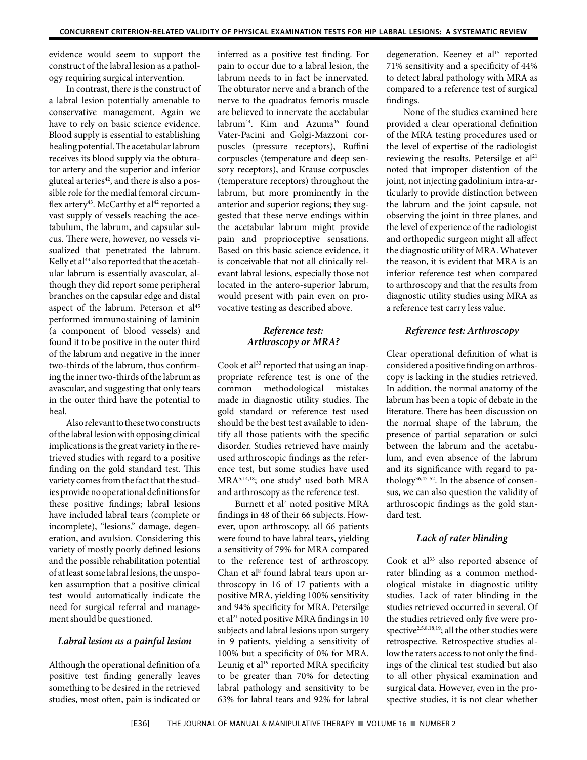evidence would seem to support the construct of the labral lesion as a pathology requiring surgical intervention.

In contrast, there is the construct of a labral lesion potentially amenable to conservative management. Again we have to rely on basic science evidence. Blood supply is essential to establishing healing potential. The acetabular labrum receives its blood supply via the obturator artery and the superior and inferior gluteal arteries[42], and there is also a possible role for the medial femoral circumflex artery[43]. McCarthy et al[42] reported a vast supply of vessels reaching the acetabulum, the labrum, and capsular sulcus. There were, however, no vessels visualized that penetrated the labrum. Kelly et al[44] also reported that the acetabular labrum is essentially avascular, although they did report some peripheral branches on the capsular edge and distal aspect of the labrum. Peterson et al[45] performed immunostaining of laminin (a component of blood vessels) and found it to be positive in the outer third of the labrum and negative in the inner two-thirds of the labrum, thus confirming the inner two-thirds of the labrum as avascular, and suggesting that only tears in the outer third have the potential to heal.

Also relevant to these two constructs of the labral lesion with opposing clinical implications is the great variety in the retrieved studies with regard to a positive finding on the gold standard test. This variety comes from the fact that the studies provide no operational definitions for these positive findings; labral lesions have included labral tears (complete or incomplete), "lesions," damage, degeneration, and avulsion. Considering this variety of mostly poorly defined lesions and the possible rehabilitation potential of at least some labral lesions, the unspoken assumption that a positive clinical test would automatically indicate the need for surgical referral and management should be questioned.

### *Labral lesion as a painful lesion*

Although the operational definition of a positive test finding generally leaves something to be desired in the retrieved studies, most often, pain is indicated or inferred as a positive test finding. For pain to occur due to a labral lesion, the labrum needs to in fact be innervated. The obturator nerve and a branch of the nerve to the quadratus femoris muscle are believed to innervate the acetabular labrum[44]. Kim and Azuma[46] found Vater-Pacini and Golgi-Mazzoni corpuscles (pressure receptors), Ruffini corpuscles (temperature and deep sensory receptors), and Krause corpuscles (temperature receptors) throughout the labrum, but more prominently in the anterior and superior regions; they suggested that these nerve endings within the acetabular labrum might provide pain and proprioceptive sensations. Based on this basic science evidence, it is conceivable that not all clinically relevant labral lesions, especially those not located in the antero-superior labrum, would present with pain even on provocative testing as described above.

### *Reference test: Arthroscopy or MRA?*

Cook et al[33] reported that using an inappropriate reference test is one of the common methodological mistakes made in diagnostic utility studies. The gold standard or reference test used should be the best test available to identify all those patients with the specific disorder. Studies retrieved have mainly used arthroscopic findings as the reference test, but some studies have used MRA[5,14,18]; one study[8] used both MRA and arthroscopy as the reference test.

Burnett et al[7] noted positive MRA findings in 48 of their 66 subjects. However, upon arthroscopy, all 66 patients were found to have labral tears, yielding a sensitivity of 79% for MRA compared to the reference test of arthroscopy. Chan et al[8] found labral tears upon arthroscopy in 16 of 17 patients with a positive MRA, yielding 100% sensitivity and 94% specificity for MRA. Petersilge et al[21] noted positive MRA findings in 10 subjects and labral lesions upon surgery in 9 patients, yielding a sensitivity of 100% but a specificity of 0% for MRA. Leunig et al[19] reported MRA specificity to be greater than 70% for detecting labral pathology and sensitivity to be 63% for labral tears and 92% for labral degeneration. Keeney et al[15] reported 71% sensitivity and a specificity of 44% to detect labral pathology with MRA as compared to a reference test of surgical findings.

None of the studies examined here provided a clear operational definition of the MRA testing procedures used or the level of expertise of the radiologist reviewing the results. Petersilge et al[21] noted that improper distention of the joint, not injecting gadolinium intra-articularly to provide distinction between the labrum and the joint capsule, not observing the joint in three planes, and the level of experience of the radiologist and orthopedic surgeon might all affect the diagnostic utility of MRA. Whatever the reason, it is evident that MRA is an inferior reference test when compared to arthroscopy and that the results from diagnostic utility studies using MRA as a reference test carry less value.

### *Reference test: Arthroscopy*

Clear operational definition of what is considered a positive finding on arthroscopy is lacking in the studies retrieved. In addition, the normal anatomy of the labrum has been a topic of debate in the literature. There has been discussion on the normal shape of the labrum, the presence of partial separation or sulci between the labrum and the acetabulum, and even absence of the labrum and its significance with regard to pathology[36,47-52]. In the absence of consensus, we can also question the validity of arthroscopic findings as the gold standard test.

### *Lack of rater blinding*

Cook et al[33] also reported absence of rater blinding as a common methodological mistake in diagnostic utility studies. Lack of rater blinding in the studies retrieved occurred in several. Of the studies retrieved only five were prospective[2,5,8,18,19]; all the other studies were retrospective. Retrospective studies allow the raters access to not only the findings of the clinical test studied but also to all other physical examination and surgical data. However, even in the prospective studies, it is not clear whether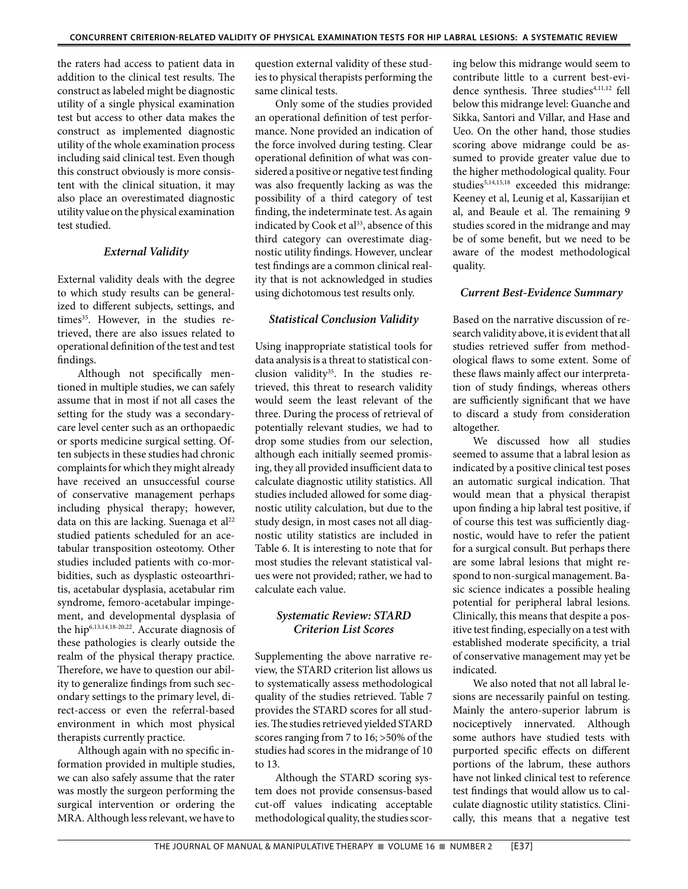the raters had access to patient data in addition to the clinical test results. The construct as labeled might be diagnostic utility of a single physical examination test but access to other data makes the construct as implemented diagnostic utility of the whole examination process including said clinical test. Even though this construct obviously is more consistent with the clinical situation, it may also place an overestimated diagnostic utility value on the physical examination test studied.

### *External Validity*

External validity deals with the degree to which study results can be generalized to different subjects, settings, and times[35]. However, in the studies retrieved, there are also issues related to operational definition of the test and test findings.

Although not specifically mentioned in multiple studies, we can safely assume that in most if not all cases the setting for the study was a secondary-care level center such as an orthopaedic or sports medicine surgical setting. Often subjects in these studies had chronic complaints for which they might already have received an unsuccessful course of conservative management perhaps including physical therapy; however, data on this are lacking. Suenaga et al[22] studied patients scheduled for an acetabular transposition osteotomy. Other studies included patients with co-morbidities, such as dysplastic osteoarthritis, acetabular dysplasia, acetabular rim syndrome, femoro-acetabular impingement, and developmental dysplasia of the hip[6,13,14,18-20,22]. Accurate diagnosis of these pathologies is clearly outside the realm of the physical therapy practice. Therefore, we have to question our ability to generalize findings from such secondary settings to the primary level, direct-access or even the referral-based environment in which most physical therapists currently practice.

Although again with no specific information provided in multiple studies, we can also safely assume that the rater was mostly the surgeon performing the surgical intervention or ordering the MRA. Although less relevant, we have to question external validity of these studies to physical therapists performing the same clinical tests.

Only some of the studies provided an operational definition of test performance. None provided an indication of the force involved during testing. Clear operational definition of what was considered a positive or negative test finding was also frequently lacking as was the possibility of a third category of test finding, the indeterminate test. As again indicated by Cook et al[33], absence of this third category can overestimate diagnostic utility findings. However, unclear test findings are a common clinical reality that is not acknowledged in studies using dichotomous test results only.

### *Statistical Conclusion Validity*

Using inappropriate statistical tools for data analysis is a threat to statistical conclusion validity[35]. In the studies retrieved, this threat to research validity would seem the least relevant of the three. During the process of retrieval of potentially relevant studies, we had to drop some studies from our selection, although each initially seemed promising, they all provided insufficient data to calculate diagnostic utility statistics. All studies included allowed for some diagnostic utility calculation, but due to the study design, in most cases not all diagnostic utility statistics are included in Table 6. It is interesting to note that for most studies the relevant statistical values were not provided; rather, we had to calculate each value.

### *Systematic Review: STARD Criterion List Scores*

Supplementing the above narrative review, the STARD criterion list allows us to systematically assess methodological quality of the studies retrieved. Table 7 provides the STARD scores for all studies. The studies retrieved yielded STARD scores ranging from 7 to 16; >50% of the studies had scores in the midrange of 10 to 13.

Although the STARD scoring system does not provide consensus-based cut-off values indicating acceptable methodological quality, the studies scoring below this midrange would seem to contribute little to a current best-evidence synthesis. Three studies[4,11,12] fell below this midrange level: Guanche and Sikka, Santori and Villar, and Hase and Ueo. On the other hand, those studies scoring above midrange could be assumed to provide greater value due to the higher methodological quality. Four studies[5,14,15,18] exceeded this midrange: Keeney et al, Leunig et al, Kassarijian et al, and Beaule et al. The remaining 9 studies scored in the midrange and may be of some benefit, but we need to be aware of the modest methodological quality.

### *Current Best-Evidence Summary*

Based on the narrative discussion of research validity above, it is evident that all studies retrieved suffer from methodological flaws to some extent. Some of these flaws mainly affect our interpretation of study findings, whereas others are sufficiently significant that we have to discard a study from consideration altogether.

We discussed how all studies seemed to assume that a labral lesion as indicated by a positive clinical test poses an automatic surgical indication. That would mean that a physical therapist upon finding a hip labral test positive, if of course this test was sufficiently diagnostic, would have to refer the patient for a surgical consult. But perhaps there are some labral lesions that might respond to non-surgical management. Basic science indicates a possible healing potential for peripheral labral lesions. Clinically, this means that despite a positive test finding, especially on a test with established moderate specificity, a trial of conservative management may yet be indicated.

We also noted that not all labral lesions are necessarily painful on testing. Mainly the antero-superior labrum is nociceptively innervated. Although some authors have studied tests with purported specific effects on different portions of the labrum, these authors have not linked clinical test to reference test findings that would allow us to calculate diagnostic utility statistics. Clinically, this means that a negative test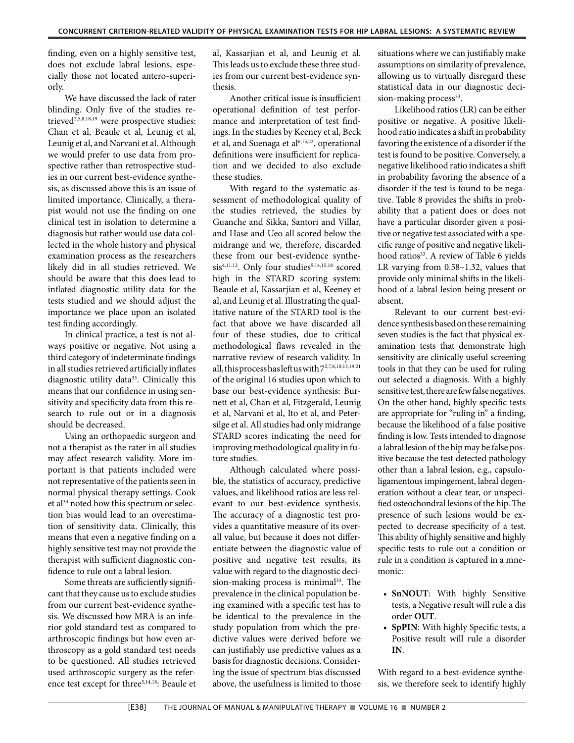finding, even on a highly sensitive test, does not exclude labral lesions, especially those not located antero-superiorly.

We have discussed the lack of rater blinding. Only five of the studies retrieved[2,5,8,18,19] were prospective studies: Chan et al, Beaule et al, Leunig et al, Leunig et al, and Narvani et al. Although we would prefer to use data from prospective rather than retrospective studies in our current best-evidence synthesis, as discussed above this is an issue of limited importance. Clinically, a therapist would not use the finding on one clinical test in isolation to determine a diagnosis but rather would use data collected in the whole history and physical examination process as the researchers likely did in all studies retrieved. We should be aware that this does lead to inflated diagnostic utility data for the tests studied and we should adjust the importance we place upon an isolated test finding accordingly.

In clinical practice, a test is not always positive or negative. Not using a third category of indeterminate findings in all studies retrieved artificially inflates diagnostic utility data[33]. Clinically this means that our confidence in using sensitivity and specificity data from this research to rule out or in a diagnosis should be decreased.

Using an orthopaedic surgeon and not a therapist as the rater in all studies may affect research validity. More important is that patients included were not representative of the patients seen in normal physical therapy settings. Cook et al[33] noted how this spectrum or selection bias would lead to an overestimation of sensitivity data. Clinically, this means that even a negative finding on a highly sensitive test may not provide the therapist with sufficient diagnostic confidence to rule out a labral lesion.

Some threats are sufficiently significant that they cause us to exclude studies from our current best-evidence synthesis. We discussed how MRA is an inferior gold standard test as compared to arthroscopic findings but how even arthroscopy as a gold standard test needs to be questioned. All studies retrieved used arthroscopic surgery as the reference test except for three[5,14,18]: Beaule et al, Kassarjian et al, and Leunig et al. This leads us to exclude these three studies from our current best-evidence synthesis.

Another critical issue is insufficient operational definition of test performance and interpretation of test findings. In the studies by Keeney et al, Beck et al, and Suenaga et al[6,15,22], operational definitions were insufficient for replication and we decided to also exclude these studies.

With regard to the systematic assessment of methodological quality of the studies retrieved, the studies by Guanche and Sikka, Santori and Villar, and Hase and Ueo all scored below the midrange and we, therefore, discarded these from our best-evidence synthesis[4,11,12]. Only four studies[5,14,15,18] scored high in the STARD scoring system: Beaule et al, Kassarjian et al, Keeney et al, and Leunig et al. Illustrating the qualitative nature of the STARD tool is the fact that above we have discarded all four of these studies, due to critical methodological flaws revealed in the narrative review of research validity. In all, this process has left us with 7[2,7,8,10,13,19,21] of the original 16 studies upon which to base our best-evidence synthesis: Burnett et al, Chan et al, Fitzgerald, Leunig et al, Narvani et al, Ito et al, and Peters-silge et al. All studies had only midrange STARD scores indicating the need for improving methodological quality in future studies.

Although calculated where possible, the statistics of accuracy, predictive values, and likelihood ratios are less relevant to our best-evidence synthesis. The accuracy of a diagnostic test provides a quantitative measure of its overall value, but because it does not differentiate between the diagnostic value of positive and negative test results, its value with regard to the diagnostic decision-making process is minimal[33]. The prevalence in the clinical population being examined with a specific test has to be identical to the prevalence in the study population from which the predictive values were derived before we can justifiably use predictive values as a basis for diagnostic decisions. Considering the issue of spectrum bias discussed above, the usefulness is limited to those situations where we can justifiably make assumptions on similarity of prevalence, allowing us to virtually disregard these statistical data in our diagnostic decision-making process[33].

Likelihood ratios (LR) can be either positive or negative. A positive likelihood ratio indicates a shift in probability favoring the existence of a disorder if the test is found to be positive. Conversely, a negative likelihood ratio indicates a shift in probability favoring the absence of a disorder if the test is found to be negative. Table 8 provides the shifts in probability that a patient does or does not have a particular disorder given a positive or negative test associated with a specific range of positive and negative likelihood ratios[33]. A review of Table 6 yields LR varying from 0.58–1.32, values that provide only minimal shifts in the likelihood of a labral lesion being present or absent.

Relevant to our current best-evidence synthesis based on these remaining seven studies is the fact that physical examination tests that demonstrate high sensitivity are clinically useful screening tools in that they can be used for ruling out selected a diagnosis. With a highly sensitive test, there are few false negatives. On the other hand, highly specific tests are appropriate for "ruling in" a finding, because the likelihood of a false positive finding is low. Tests intended to diagnose a labral lesion of the hip may be false positive because the test detected pathology other than a labral lesion, e.g., capsuloligamentous impingement, labral degeneration without a clear tear, or unspecified osteochondral lesions of the hip. The presence of such lesions would be expected to decrease specificity of a test. This ability of highly sensitive and highly specific tests to rule out a condition or rule in a condition is captured in a mnemonic:

- **SnNOUT**: With highly Sensitive tests, a Negative result will rule a dis order **OUT**.
- **SpPIN**: With highly Specific tests, a Positive result will rule a disorder **IN**.

With regard to a best-evidence synthesis, we therefore seek to identify highly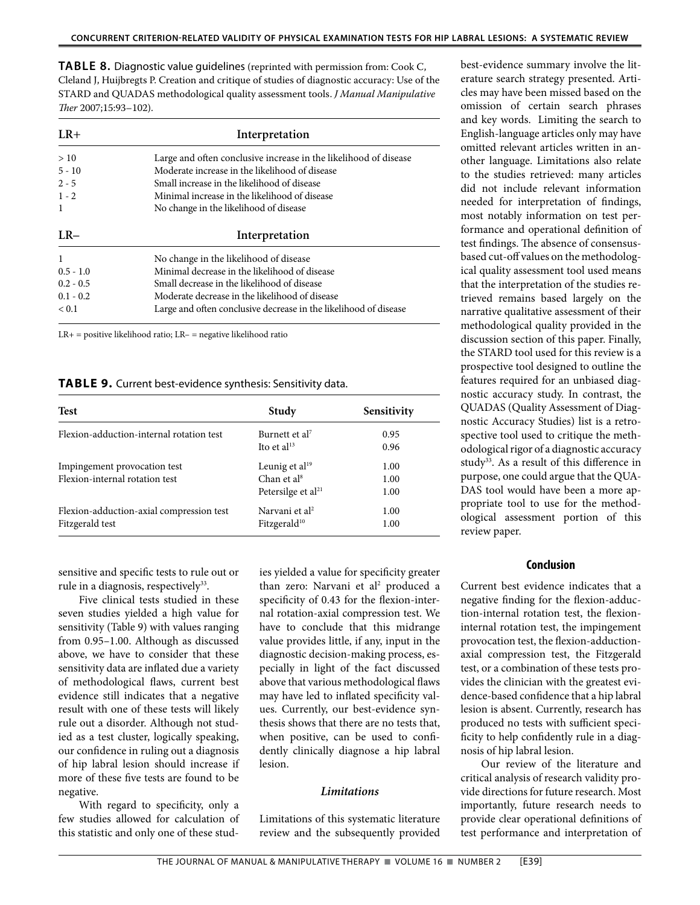**TABLE 8.** Diagnostic value guidelines (reprinted with permission from: Cook C, Cleland J, Huijbregts P. Creation and critique of studies of diagnostic accuracy: Use of the STARD and QUADAS methodological quality assessment tools. *J Manual Manipulative Ther* 2007;15:93–102).

| LR+ | Interpretation |
|---|---|
| > 10 | Large and often conclusive increase in the likelihood of disease |
| 5 - 10 | Moderate increase in the likelihood of disease |
| 2 - 5 | Small increase in the likelihood of disease |
| 1 - 2 | Minimal increase in the likelihood of disease |
| 1 | No change in the likelihood of disease |
| **LR–** | **Interpretation** |
| 1 | No change in the likelihood of disease |
| 0.5 - 1.0 | Minimal decrease in the likelihood of disease |
| 0.2 - 0.5 | Small decrease in the likelihood of disease |
| 0.1 - 0.2 | Moderate decrease in the likelihood of disease |
| < 0.1 | Large and often conclusive decrease in the likelihood of disease |

LR+ = positive likelihood ratio; LR– = negative likelihood ratio

**TABLE 9.** Current best-evidence synthesis: Sensitivity data.

| Test | Study | Sensitivity |
|---|---|---|
| Flexion-adduction-internal rotation test | Burnett et al[7] | 0.95 |
| | Ito et al[13] | 0.96 |
| Impingement provocation test | Leunig et al[19] | 1.00 |
| Flexion-internal rotation test | Chan et al[8] | 1.00 |
| | Petersilge et al[21] | 1.00 |
| Flexion-adduction-axial compression test | Narvani et al[2] | 1.00 |
| Fitzgerald test | Fitzgerald[10] | 1.00 |

sensitive and specific tests to rule out or rule in a diagnosis, respectively[33].

Five clinical tests studied in these seven studies yielded a high value for sensitivity (Table 9) with values ranging from 0.95–1.00. Although as discussed above, we have to consider that these sensitivity data are inflated due a variety of methodological flaws, current best evidence still indicates that a negative result with one of these tests will likely rule out a disorder. Although not studied as a test cluster, logically speaking, our confidence in ruling out a diagnosis of hip labral lesion should increase if more of these five tests are found to be negative.

With regard to specificity, only a few studies allowed for calculation of this statistic and only one of these studies yielded a value for specificity greater than zero: Narvani et al[2] produced a specificity of 0.43 for the flexion-internal rotation-axial compression test. We have to conclude that this midrange value provides little, if any, input in the diagnostic decision-making process, especially in light of the fact discussed above that various methodological flaws may have led to inflated specificity values. Currently, our best-evidence synthesis shows that there are no tests that, when positive, can be used to confidently clinically diagnose a hip labral lesion.

### *Limitations*

Limitations of this systematic literature review and the subsequently provided best-evidence summary involve the literature search strategy presented. Articles may have been missed based on the omission of certain search phrases and key words. Limiting the search to English-language articles only may have omitted relevant articles written in another language. Limitations also relate to the studies retrieved: many articles did not include relevant information needed for interpretation of findings, most notably information on test performance and operational definition of test findings. The absence of consensus-based cut-off values on the methodological quality assessment tool used means that the interpretation of the studies retrieved remains based largely on the narrative qualitative assessment of their methodological quality provided in the discussion section of this paper. Finally, the STARD tool used for this review is a prospective tool designed to outline the features required for an unbiased diagnostic accuracy study. In contrast, the QUADAS (Quality Assessment of Diagnostic Accuracy Studies) list is a retrospective tool used to critique the methodological rigor of a diagnostic accuracy study[33]. As a result of this difference in purpose, one could argue that the QUADAS tool would have been a more appropriate tool to use for the methodological assessment portion of this review paper.

## Conclusion

Current best evidence indicates that a negative finding for the flexion-adduction-internal rotation test, the flexion-internal rotation test, the impingement provocation test, the flexion-adduction-axial compression test, the Fitzgerald test, or a combination of these tests provides the clinician with the greatest evidence-based confidence that a hip labral lesion is absent. Currently, research has produced no tests with sufficient specificity to help confidently rule in a diagnosis of hip labral lesion.

Our review of the literature and critical analysis of research validity provide directions for future research. Most importantly, future research needs to provide clear operational definitions of test performance and interpretation of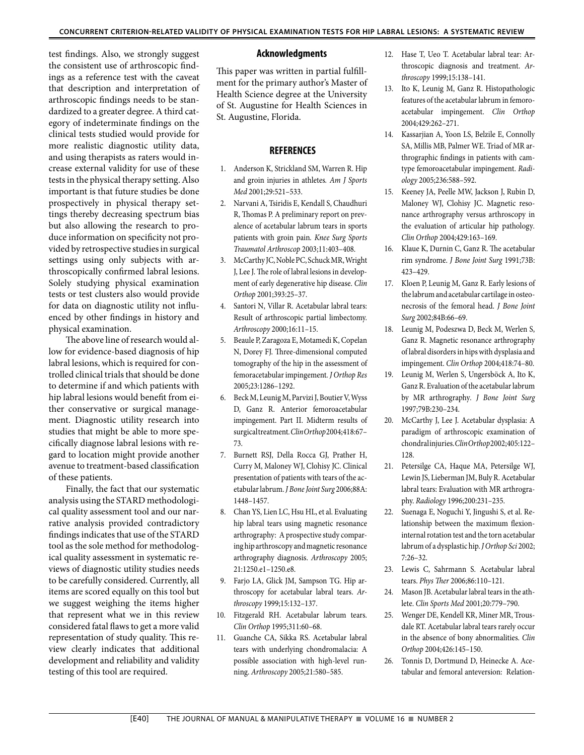test findings. Also, we strongly suggest the consistent use of arthroscopic findings as a reference test with the caveat that description and interpretation of arthroscopic findings needs to be standardized to a greater degree. A third category of indeterminate findings on the clinical tests studied would provide for more realistic diagnostic utility data, and using therapists as raters would increase external validity for use of these tests in the physical therapy setting. Also important is that future studies be done prospectively in physical therapy settings thereby decreasing spectrum bias but also allowing the research to produce information on specificity not provided by retrospective studies in surgical settings using only subjects with arthroscopically confirmed labral lesions. Solely studying physical examination tests or test clusters also would provide for data on diagnostic utility not influenced by other findings in history and physical examination.

The above line of research would allow for evidence-based diagnosis of hip labral lesions, which is required for controlled clinical trials that should be done to determine if and which patients with hip labral lesions would benefit from either conservative or surgical management. Diagnostic utility research into studies that might be able to more specifically diagnose labral lesions with regard to location might provide another avenue to treatment-based classification of these patients.

Finally, the fact that our systematic analysis using the STARD methodological quality assessment tool and our narrative analysis provided contradictory findings indicates that use of the STARD tool as the sole method for methodological quality assessment in systematic reviews of diagnostic utility studies needs to be carefully considered. Currently, all items are scored equally on this tool but we suggest weighing the items higher that represent what we in this review considered fatal flaws to get a more valid representation of study quality. This review clearly indicates that additional development and reliability and validity testing of this tool are required.

## Acknowledgments

This paper was written in partial fulfillment for the primary author's Master of Health Science degree at the University of St. Augustine for Health Sciences in St. Augustine, Florida.

## REFERENCES

1. Anderson K, Strickland SM, Warren R. Hip and groin injuries in athletes. *Am J Sports Med* 2001;29:521–533.
2. Narvani A, Tsiridis E, Kendall S, Chaudhuri R, Thomas P. A preliminary report on prevalence of acetabular labrum tears in sports patients with groin pain. *Knee Surg Sports Traumatol Arthroscop* 2003;11:403–408.
3. McCarthy JC, Noble PC, Schuck MR, Wright J, Lee J. The role of labral lesions in development of early degenerative hip disease. *Clin Orthop* 2001;393:25–37.
4. Santori N, Villar R. Acetabular labral tears: Result of arthroscopic partial limbectomy. *Arthroscopy* 2000;16:11–15.
5. Beaule P, Zaragoza E, Motamedi K, Copelan N, Dorey FJ. Three-dimensional computed tomography of the hip in the assessment of femoracetabular impingement. *J Orthop Res* 2005;23:1286–1292.
6. Beck M, Leunig M, Parvizi J, Boutier V, Wyss D, Ganz R. Anterior femoroacetabular impingement. Part II. Midterm results of surgical treatment. *Clin Orthop* 2004;418:67–73.
7. Burnett RSJ, Della Rocca GJ, Prather H, Curry M, Maloney WJ, Clohisy JC. Clinical presentation of patients with tears of the acetabular labrum. *J Bone Joint Surg* 2006;88A:1448–1457.
8. Chan YS, Lien LC, Hsu HL, et al. Evaluating hip labral tears using magnetic resonance arthrography: A prospective study comparing hip arthroscopy and magnetic resonance arthrography diagnosis. *Arthroscopy* 2005;21:1250.e1–1250.e8.
9. Farjo LA, Glick JM, Sampson TG. Hip arthroscopy for acetabular labral tears. *Arthroscopy* 1999;15:132–137.
10. Fitzgerald RH. Acetabular labrum tears. *Clin Orthop* 1995;311:60–68.
11. Guanche CA, Sikka RS. Acetabular labral tears with underlying chondromalacia: A possible association with high-level running. *Arthroscopy* 2005;21:580–585.
12. Hase T, Ueo T. Acetabular labral tear: Arthroscopic diagnosis and treatment. *Arthroscopy* 1999;15:138–141.
13. Ito K, Leunig M, Ganz R. Histopathologic features of the acetabular labrum in femoroacetabular impingement. *Clin Orthop* 2004;429:262–271.
14. Kassarjian A, Yoon LS, Belzile E, Connolly SA, Millis MB, Palmer WE. Triad of MR arthrographic findings in patients with cam-type femoroacetabular impingement. *Radiology* 2005;236:588–592.
15. Keeney JA, Peelle MW, Jackson J, Rubin D, Maloney WJ, Clohisy JC. Magnetic resonance arthrography versus arthroscopy in the evaluation of articular hip pathology. *Clin Orthop* 2004;429:163–169.
16. Klaue K, Durnin C, Ganz R. The acetabular rim syndrome. *J Bone Joint Surg* 1991;73B:423–429.
17. Kloen P, Leunig M, Ganz R. Early lesions of the labrum and acetabular cartilage in osteonecrosis of the femoral head. *J Bone Joint Surg* 2002;84B:66–69.
18. Leunig M, Podeszwa D, Beck M, Werlen S, Ganz R. Magnetic resonance arthrography of labral disorders in hips with dysplasia and impingement. *Clin Orthop* 2004;418:74–80.
19. Leunig M, Werlen S, Ungersböck A, Ito K, Ganz R. Evaluation of the acetabular labrum by MR arthrography. *J Bone Joint Surg* 1997;79B:230–234.
20. McCarthy J, Lee J. Acetabular dysplasia: A paradigm of arthroscopic examination of chondral injuries. *Clin Orthop* 2002;405:122–128.
21. Petersilge CA, Haque MA, Petersilge WJ, Lewin JS, Lieberman JM, Buly R. Acetabular labral tears: Evaluation with MR arthrography. *Radiology* 1996;200:231–235.
22. Suenaga E, Noguchi Y, Jingushi S, et al. Relationship between the maximum flexion-internal rotation test and the torn acetabular labrum of a dysplastic hip. *J Orthop Sci* 2002;7:26–32.
23. Lewis C, Sahrmann S. Acetabular labral tears. *Phys Ther* 2006;86:110–121.
24. Mason JB. Acetabular labral tears in the athlete. *Clin Sports Med* 2001;20:779–790.
25. Wenger DE, Kendell KR, Miner MR, Trousdale RT. Acetabular labral tears rarely occur in the absence of bony abnormalities. *Clin Orthop* 2004;426:145–150.
26. Tonnis D, Dortmund D, Heinecke A. Acetabular and femoral anteversion: Relation-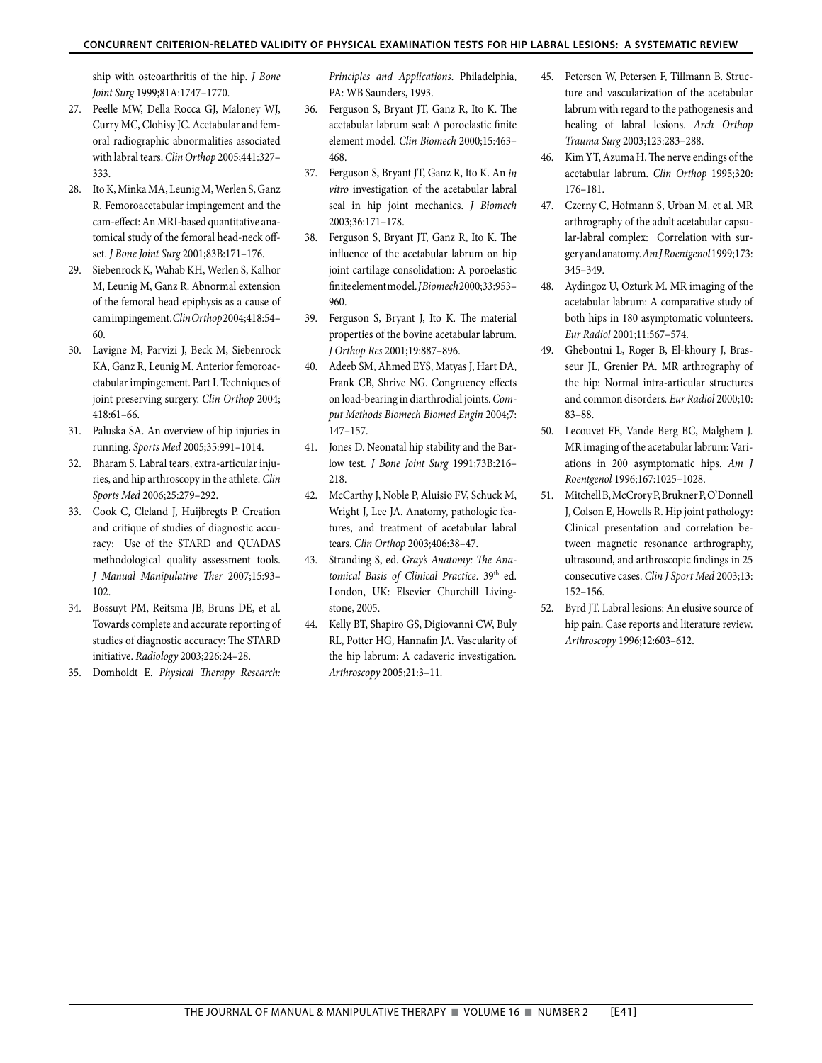ship with osteoarthritis of the hip. *J Bone Joint Surg* 1999;81A:1747–1770.

27. Peelle MW, Della Rocca GJ, Maloney WJ, Curry MC, Clohisy JC. Acetabular and femoral radiographic abnormalities associated with labral tears. *Clin Orthop* 2005;441:327–333.
28. Ito K, Minka MA, Leunig M, Werlen S, Ganz R. Femoroacetabular impingement and the cam-effect: An MRI-based quantitative anatomical study of the femoral head-neck offset. *J Bone Joint Surg* 2001;83B:171–176.
29. Siebenrock K, Wahab KH, Werlen S, Kalhor M, Leunig M, Ganz R. Abnormal extension of the femoral head epiphysis as a cause of cam impingement. *Clin Orthop* 2004;418:54–60.
30. Lavigne M, Parvizi J, Beck M, Siebenrock KA, Ganz R, Leunig M. Anterior femoroacetabular impingement. Part I. Techniques of joint preserving surgery. *Clin Orthop* 2004;418:61–66.
31. Paluska SA. An overview of hip injuries in running. *Sports Med* 2005;35:991–1014.
32. Bharam S. Labral tears, extra-articular injuries, and hip arthroscopy in the athlete. *Clin Sports Med* 2006;25:279–292.
33. Cook C, Cleland J, Huijbregts P. Creation and critique of studies of diagnostic accuracy: Use of the STARD and QUADAS methodological quality assessment tools. *J Manual Manipulative Ther* 2007;15:93–102.
34. Bossuyt PM, Reitsma JB, Bruns DE, et al. Towards complete and accurate reporting of studies of diagnostic accuracy: The STARD initiative. *Radiology* 2003;226:24–28.
35. Domholdt E. *Physical Therapy Research: Principles and Applications*. Philadelphia, PA: WB Saunders, 1993.
36. Ferguson S, Bryant JT, Ganz R, Ito K. The acetabular labrum seal: A poroelastic finite element model. *Clin Biomech* 2000;15:463–468.
37. Ferguson S, Bryant JT, Ganz R, Ito K. An *in vitro* investigation of the acetabular labral seal in hip joint mechanics. *J Biomech* 2003;36:171–178.
38. Ferguson S, Bryant JT, Ganz R, Ito K. The influence of the acetabular labrum on hip joint cartilage consolidation: A poroelastic finite element model. *J Biomech* 2000;33:953–960.
39. Ferguson S, Bryant J, Ito K. The material properties of the bovine acetabular labrum. *J Orthop Res* 2001;19:887–896.
40. Adeeb SM, Ahmed EYS, Matyas J, Hart DA, Frank CB, Shrive NG. Congruency effects on load-bearing in diarthrodial joints. *Comput Methods Biomech Biomed Engin* 2004;7:147–157.
41. Jones D. Neonatal hip stability and the Barlow test. *J Bone Joint Surg* 1991;73B:216–218.
42. McCarthy J, Noble P, Aluisio FV, Schuck M, Wright J, Lee JA. Anatomy, pathologic features, and treatment of acetabular labral tears. *Clin Orthop* 2003;406:38–47.
43. Stranding S, ed. *Gray's Anatomy: The Anatomical Basis of Clinical Practice*. 39th ed. London, UK: Elsevier Churchill Livingstone, 2005.
44. Kelly BT, Shapiro GS, Digiovanni CW, Buly RL, Potter HG, Hannafin JA. Vascularity of the hip labrum: A cadaveric investigation. *Arthroscopy* 2005;21:3–11.
45. Petersen W, Petersen F, Tillmann B. Structure and vascularization of the acetabular labrum with regard to the pathogenesis and healing of labral lesions. *Arch Orthop Trauma Surg* 2003;123:283–288.
46. Kim YT, Azuma H. The nerve endings of the acetabular labrum. *Clin Orthop* 1995;320:176–181.
47. Czerny C, Hofmann S, Urban M, et al. MR arthrography of the adult acetabular capsular-labral complex: Correlation with surgery and anatomy. *Am J Roentgenol* 1999;173:345–349.
48. Aydingoz U, Ozturk M. MR imaging of the acetabular labrum: A comparative study of both hips in 180 asymptomatic volunteers. *Eur Radiol* 2001;11:567–574.
49. Ghebontni L, Roger B, El-khoury J, Brasseur JL, Grenier PA. MR arthrography of the hip: Normal intra-articular structures and common disorders. *Eur Radiol* 2000;10:83–88.
50. Lecouvet FE, Vande Berg BC, Malghem J. MR imaging of the acetabular labrum: Variations in 200 asymptomatic hips. *Am J Roentgenol* 1996;167:1025–1028.
51. Mitchell B, McCrory P, Brukner P, O'Donnell J, Colson E, Howells R. Hip joint pathology: Clinical presentation and correlation between magnetic resonance arthrography, ultrasound, and arthroscopic findings in 25 consecutive cases. *Clin J Sport Med* 2003;13:152–156.
52. Byrd JT. Labral lesions: An elusive source of hip pain. Case reports and literature review. *Arthroscopy* 1996;12:603–612.